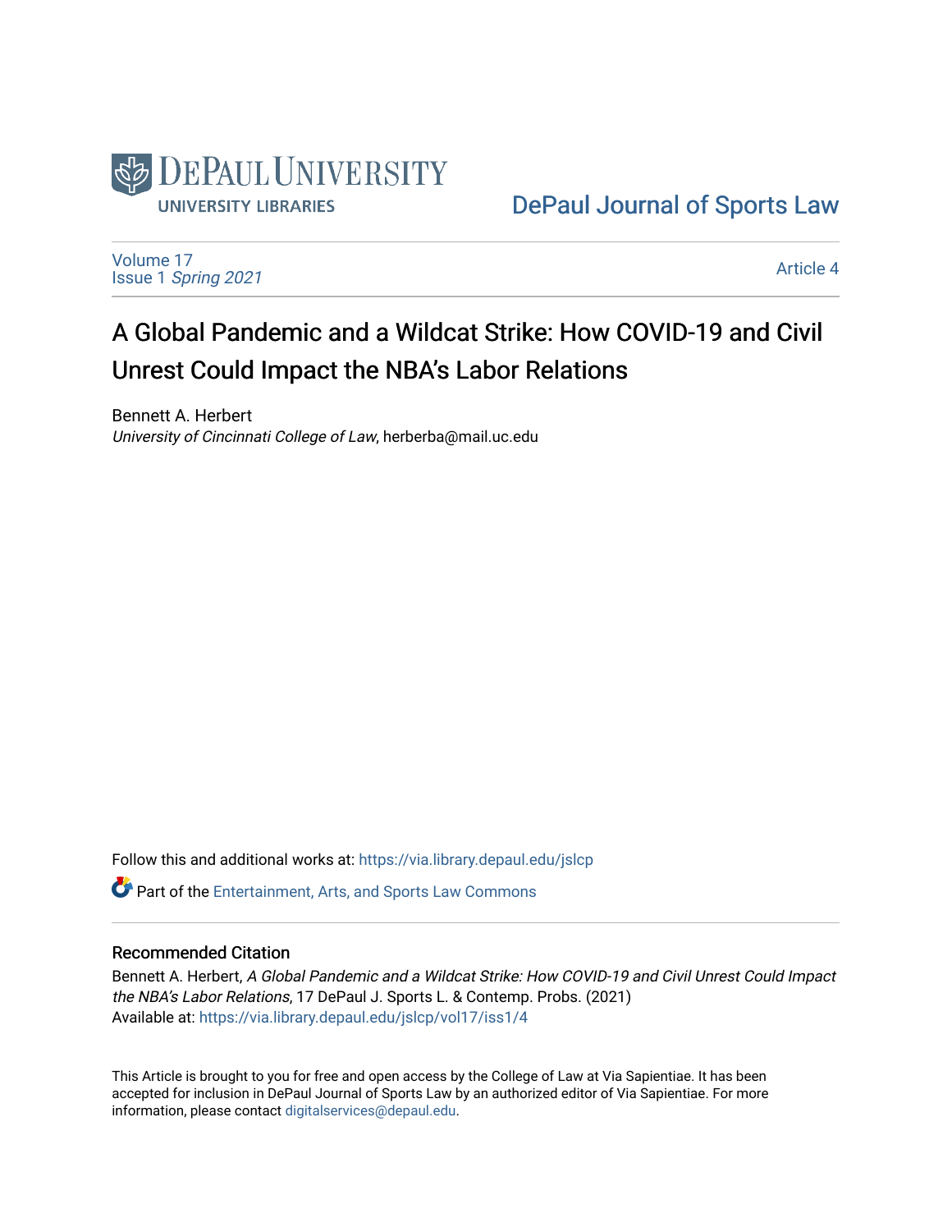DePaul University Libraries

DePaul Journal of Sports Law

Volume 17
Issue 1 *Spring 2021*

Article 4

# A Global Pandemic and a Wildcat Strike: How COVID-19 and Civil Unrest Could Impact the NBA's Labor Relations

Bennett A. Herbert
*University of Cincinnati College of Law*, herberba@mail.uc.edu

Follow this and additional works at: https://via.library.depaul.edu/jslcp

Part of the Entertainment, Arts, and Sports Law Commons

## Recommended Citation

Bennett A. Herbert, *A Global Pandemic and a Wildcat Strike: How COVID-19 and Civil Unrest Could Impact the NBA's Labor Relations*, 17 DePaul J. Sports L. & Contemp. Probs. (2021)
Available at: https://via.library.depaul.edu/jslcp/vol17/iss1/4

This Article is brought to you for free and open access by the College of Law at Via Sapientiae. It has been accepted for inclusion in DePaul Journal of Sports Law by an authorized editor of Via Sapientiae. For more information, please contact digitalservices@depaul.edu.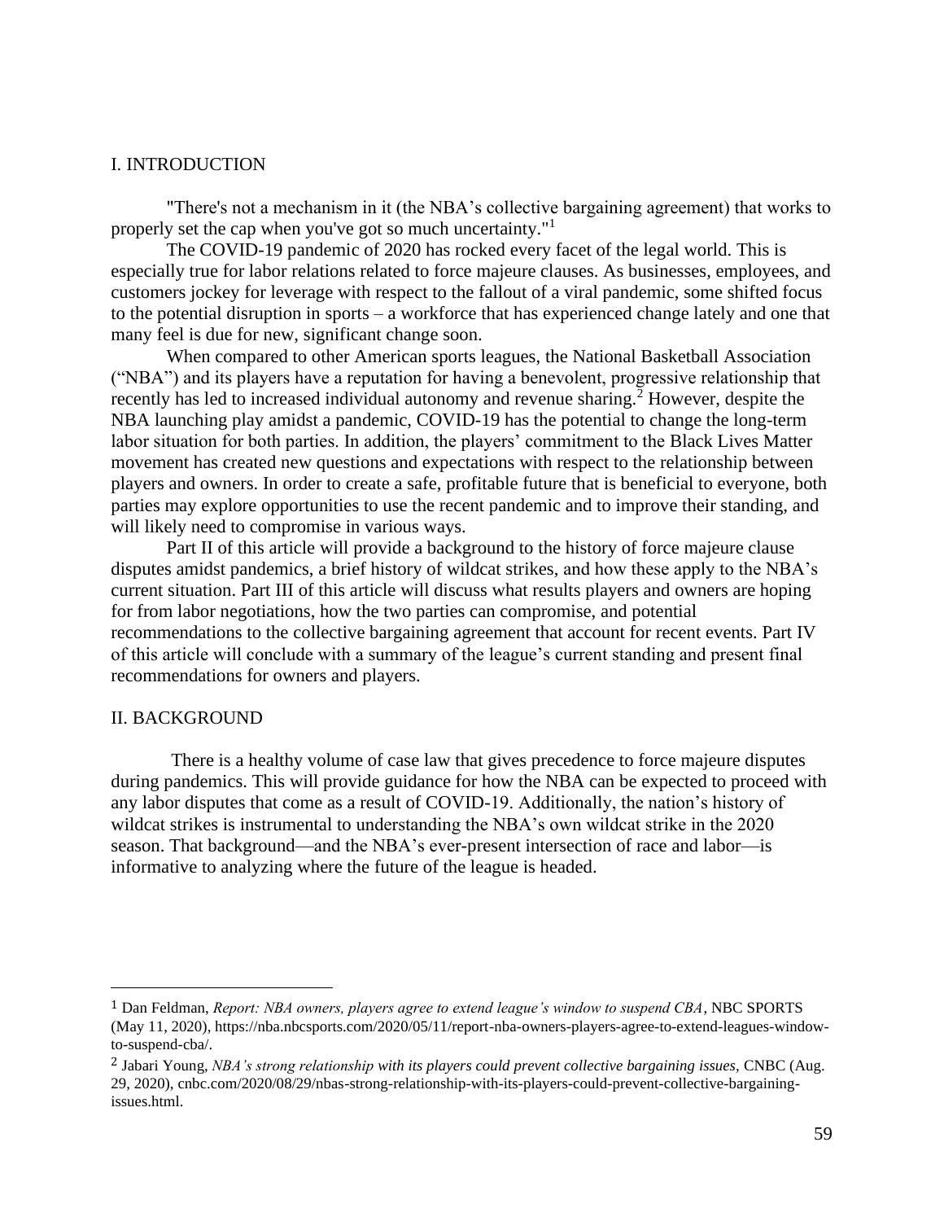## I. INTRODUCTION

"There's not a mechanism in it (the NBA's collective bargaining agreement) that works to properly set the cap when you've got so much uncertainty."[1]

The COVID-19 pandemic of 2020 has rocked every facet of the legal world. This is especially true for labor relations related to force majeure clauses. As businesses, employees, and customers jockey for leverage with respect to the fallout of a viral pandemic, some shifted focus to the potential disruption in sports – a workforce that has experienced change lately and one that many feel is due for new, significant change soon.

When compared to other American sports leagues, the National Basketball Association ("NBA") and its players have a reputation for having a benevolent, progressive relationship that recently has led to increased individual autonomy and revenue sharing.[2] However, despite the NBA launching play amidst a pandemic, COVID-19 has the potential to change the long-term labor situation for both parties. In addition, the players' commitment to the Black Lives Matter movement has created new questions and expectations with respect to the relationship between players and owners. In order to create a safe, profitable future that is beneficial to everyone, both parties may explore opportunities to use the recent pandemic and to improve their standing, and will likely need to compromise in various ways.

Part II of this article will provide a background to the history of force majeure clause disputes amidst pandemics, a brief history of wildcat strikes, and how these apply to the NBA's current situation. Part III of this article will discuss what results players and owners are hoping for from labor negotiations, how the two parties can compromise, and potential recommendations to the collective bargaining agreement that account for recent events. Part IV of this article will conclude with a summary of the league's current standing and present final recommendations for owners and players.

## II. BACKGROUND

There is a healthy volume of case law that gives precedence to force majeure disputes during pandemics. This will provide guidance for how the NBA can be expected to proceed with any labor disputes that come as a result of COVID-19. Additionally, the nation's history of wildcat strikes is instrumental to understanding the NBA's own wildcat strike in the 2020 season. That background—and the NBA's ever-present intersection of race and labor—is informative to analyzing where the future of the league is headed.

---

[1] Dan Feldman, *Report: NBA owners, players agree to extend league's window to suspend CBA*, NBC SPORTS (May 11, 2020), https://nba.nbcsports.com/2020/05/11/report-nba-owners-players-agree-to-extend-leagues-window-to-suspend-cba/.

[2] Jabari Young, *NBA's strong relationship with its players could prevent collective bargaining issues*, CNBC (Aug. 29, 2020), cnbc.com/2020/08/29/nbas-strong-relationship-with-its-players-could-prevent-collective-bargaining-issues.html.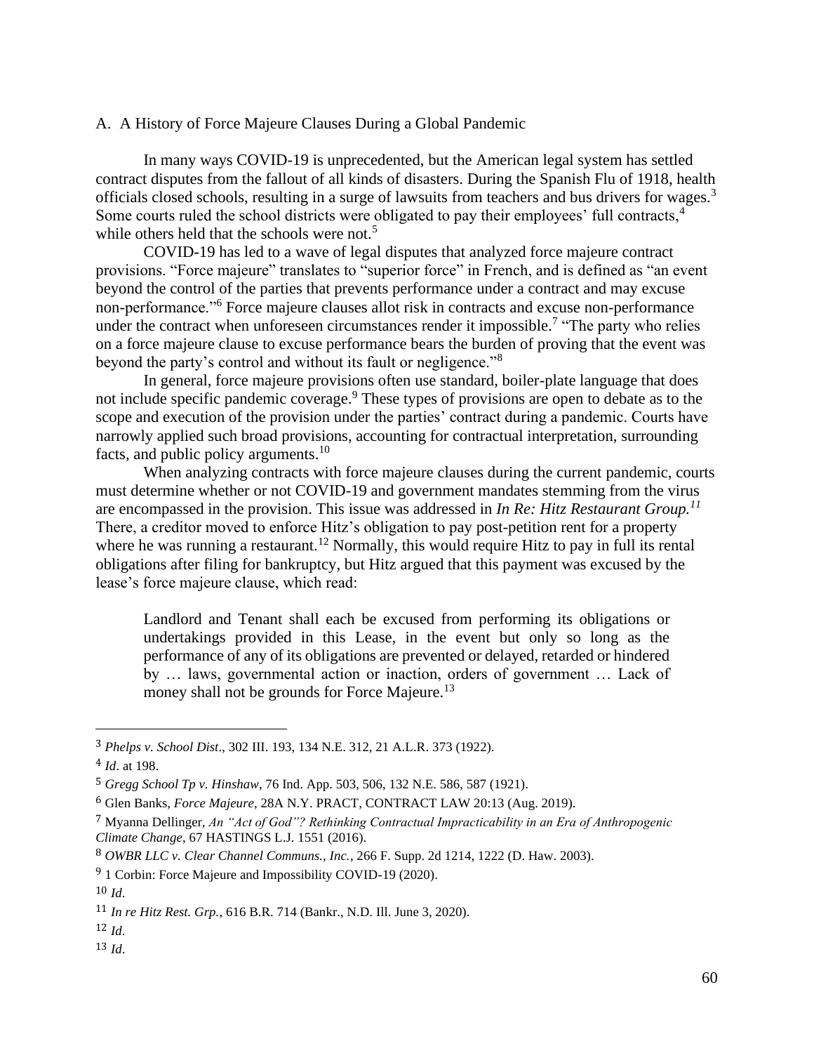### A. A History of Force Majeure Clauses During a Global Pandemic

In many ways COVID-19 is unprecedented, but the American legal system has settled contract disputes from the fallout of all kinds of disasters. During the Spanish Flu of 1918, health officials closed schools, resulting in a surge of lawsuits from teachers and bus drivers for wages.[3] Some courts ruled the school districts were obligated to pay their employees' full contracts,[4] while others held that the schools were not.[5]

COVID-19 has led to a wave of legal disputes that analyzed force majeure contract provisions. "Force majeure" translates to "superior force" in French, and is defined as "an event beyond the control of the parties that prevents performance under a contract and may excuse non-performance."[6] Force majeure clauses allot risk in contracts and excuse non-performance under the contract when unforeseen circumstances render it impossible.[7] "The party who relies on a force majeure clause to excuse performance bears the burden of proving that the event was beyond the party's control and without its fault or negligence."[8]

In general, force majeure provisions often use standard, boiler-plate language that does not include specific pandemic coverage.[9] These types of provisions are open to debate as to the scope and execution of the provision under the parties' contract during a pandemic. Courts have narrowly applied such broad provisions, accounting for contractual interpretation, surrounding facts, and public policy arguments.[10]

When analyzing contracts with force majeure clauses during the current pandemic, courts must determine whether or not COVID-19 and government mandates stemming from the virus are encompassed in the provision. This issue was addressed in *In Re: Hitz Restaurant Group.*[11] There, a creditor moved to enforce Hitz's obligation to pay post-petition rent for a property where he was running a restaurant.[12] Normally, this would require Hitz to pay in full its rental obligations after filing for bankruptcy, but Hitz argued that this payment was excused by the lease's force majeure clause, which read:

> Landlord and Tenant shall each be excused from performing its obligations or undertakings provided in this Lease, in the event but only so long as the performance of any of its obligations are prevented or delayed, retarded or hindered by … laws, governmental action or inaction, orders of government … Lack of money shall not be grounds for Force Majeure.[13]

---

[3] *Phelps v. School Dist*., 302 III. 193, 134 N.E. 312, 21 A.L.R. 373 (1922).

[4] *Id*. at 198.

[5] *Gregg School Tp v. Hinshaw*, 76 Ind. App. 503, 506, 132 N.E. 586, 587 (1921).

[6] Glen Banks, *Force Majeure*, 28A N.Y. PRACT, CONTRACT LAW 20:13 (Aug. 2019).

[7] Myanna Dellinger, *An "Act of God"? Rethinking Contractual Impracticability in an Era of Anthropogenic Climate Change*, 67 HASTINGS L.J. 1551 (2016).

[8] *OWBR LLC v. Clear Channel Communs., Inc.*, 266 F. Supp. 2d 1214, 1222 (D. Haw. 2003).

[9] 1 Corbin: Force Majeure and Impossibility COVID-19 (2020).

[10] *Id*.

[11] *In re Hitz Rest. Grp.,* 616 B.R. 714 (Bankr., N.D. Ill. June 3, 2020).

[12] *Id*.

[13] *Id*.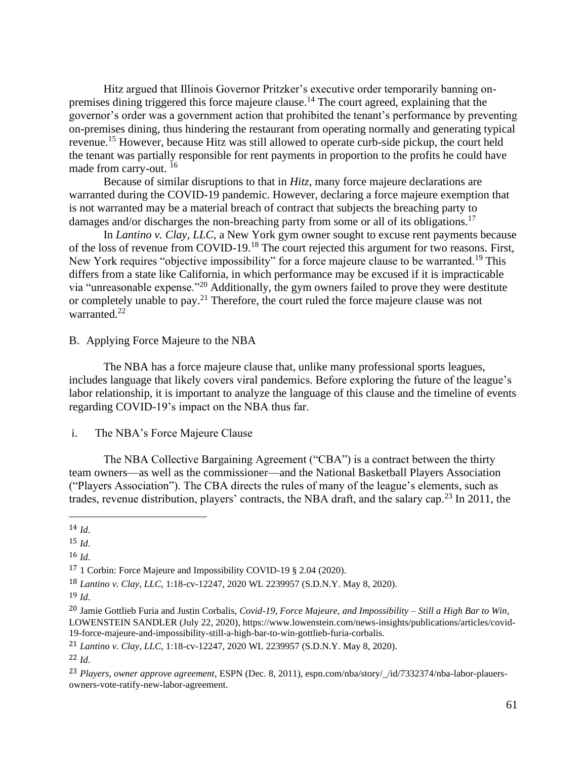Hitz argued that Illinois Governor Pritzker's executive order temporarily banning on-premises dining triggered this force majeure clause.[14] The court agreed, explaining that the governor's order was a government action that prohibited the tenant's performance by preventing on-premises dining, thus hindering the restaurant from operating normally and generating typical revenue.[15] However, because Hitz was still allowed to operate curb-side pickup, the court held the tenant was partially responsible for rent payments in proportion to the profits he could have made from carry-out. [16]

Because of similar disruptions to that in *Hitz*, many force majeure declarations are warranted during the COVID-19 pandemic. However, declaring a force majeure exemption that is not warranted may be a material breach of contract that subjects the breaching party to damages and/or discharges the non-breaching party from some or all of its obligations.[17]

In *Lantino v. Clay, LLC*, a New York gym owner sought to excuse rent payments because of the loss of revenue from COVID-19.[18] The court rejected this argument for two reasons. First, New York requires "objective impossibility" for a force majeure clause to be warranted.[19] This differs from a state like California, in which performance may be excused if it is impracticable via "unreasonable expense."[20] Additionally, the gym owners failed to prove they were destitute or completely unable to pay.[21] Therefore, the court ruled the force majeure clause was not warranted.[22]

B. Applying Force Majeure to the NBA

The NBA has a force majeure clause that, unlike many professional sports leagues, includes language that likely covers viral pandemics. Before exploring the future of the league's labor relationship, it is important to analyze the language of this clause and the timeline of events regarding COVID-19's impact on the NBA thus far.

i. The NBA's Force Majeure Clause

The NBA Collective Bargaining Agreement ("CBA") is a contract between the thirty team owners—as well as the commissioner—and the National Basketball Players Association ("Players Association"). The CBA directs the rules of many of the league's elements, such as trades, revenue distribution, players' contracts, the NBA draft, and the salary cap.[23] In 2011, the

---

[14] *Id*.

[15] *Id*.

[16] *Id*.

[17] 1 Corbin: Force Majeure and Impossibility COVID-19 § 2.04 (2020).

[18] *Lantino v. Clay, LLC*, 1:18-cv-12247, 2020 WL 2239957 (S.D.N.Y. May 8, 2020).

[19] *Id*.

[20] Jamie Gottlieb Furia and Justin Corbalis, *Covid-19, Force Majeure, and Impossibility – Still a High Bar to Win*, LOWENSTEIN SANDLER (July 22, 2020), https://www.lowenstein.com/news-insights/publications/articles/covid-19-force-majeure-and-impossibility-still-a-high-bar-to-win-gottlieb-furia-corbalis.

[21] *Lantino v. Clay, LLC*, 1:18-cv-12247, 2020 WL 2239957 (S.D.N.Y. May 8, 2020).

[22] *Id*.

[23] *Players, owner approve agreement*, ESPN (Dec. 8, 2011), espn.com/nba/story/_/id/7332374/nba-labor-plauers-owners-vote-ratify-new-labor-agreement.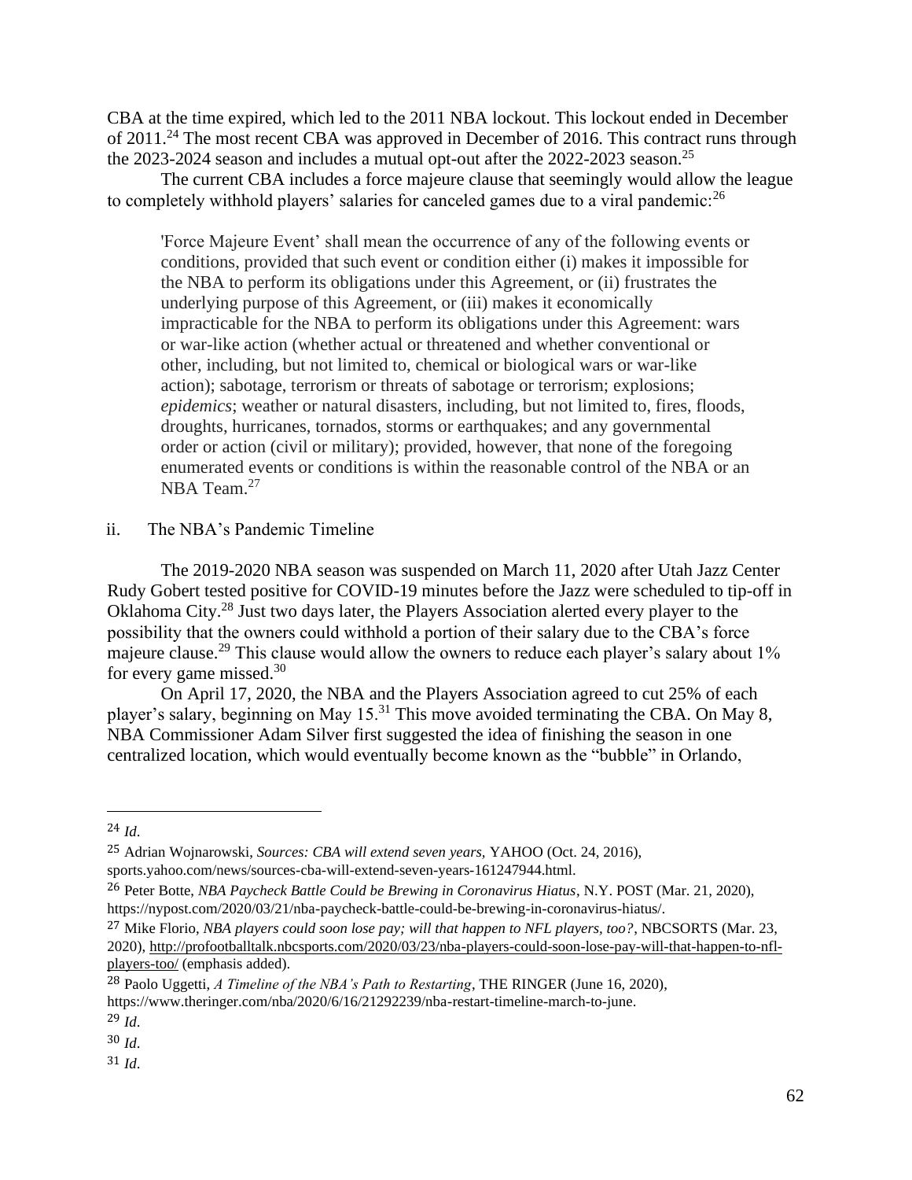CBA at the time expired, which led to the 2011 NBA lockout. This lockout ended in December of 2011.[24] The most recent CBA was approved in December of 2016. This contract runs through the 2023-2024 season and includes a mutual opt-out after the 2022-2023 season.[25]

The current CBA includes a force majeure clause that seemingly would allow the league to completely withhold players' salaries for canceled games due to a viral pandemic:[26]

> 'Force Majeure Event' shall mean the occurrence of any of the following events or conditions, provided that such event or condition either (i) makes it impossible for the NBA to perform its obligations under this Agreement, or (ii) frustrates the underlying purpose of this Agreement, or (iii) makes it economically impracticable for the NBA to perform its obligations under this Agreement: wars or war-like action (whether actual or threatened and whether conventional or other, including, but not limited to, chemical or biological wars or war-like action); sabotage, terrorism or threats of sabotage or terrorism; explosions; *epidemics*; weather or natural disasters, including, but not limited to, fires, floods, droughts, hurricanes, tornados, storms or earthquakes; and any governmental order or action (civil or military); provided, however, that none of the foregoing enumerated events or conditions is within the reasonable control of the NBA or an NBA Team.[27]

ii. The NBA's Pandemic Timeline

The 2019-2020 NBA season was suspended on March 11, 2020 after Utah Jazz Center Rudy Gobert tested positive for COVID-19 minutes before the Jazz were scheduled to tip-off in Oklahoma City.[28] Just two days later, the Players Association alerted every player to the possibility that the owners could withhold a portion of their salary due to the CBA's force majeure clause.[29] This clause would allow the owners to reduce each player's salary about 1% for every game missed.[30]

On April 17, 2020, the NBA and the Players Association agreed to cut 25% of each player's salary, beginning on May 15.[31] This move avoided terminating the CBA. On May 8, NBA Commissioner Adam Silver first suggested the idea of finishing the season in one centralized location, which would eventually become known as the "bubble" in Orlando,

---

[24] *Id*.

[25] Adrian Wojnarowski, *Sources: CBA will extend seven years*, YAHOO (Oct. 24, 2016), sports.yahoo.com/news/sources-cba-will-extend-seven-years-161247944.html.

[26] Peter Botte, *NBA Paycheck Battle Could be Brewing in Coronavirus Hiatus*, N.Y. POST (Mar. 21, 2020), https://nypost.com/2020/03/21/nba-paycheck-battle-could-be-brewing-in-coronavirus-hiatus/.

[27] Mike Florio, *NBA players could soon lose pay; will that happen to NFL players, too?*, NBCSORTS (Mar. 23, 2020), http://profootballtalk.nbcsports.com/2020/03/23/nba-players-could-soon-lose-pay-will-that-happen-to-nfl-players-too/ (emphasis added).

[28] Paolo Uggetti, *A Timeline of the NBA's Path to Restarting*, THE RINGER (June 16, 2020), https://www.theringer.com/nba/2020/6/16/21292239/nba-restart-timeline-march-to-june.

[29] *Id*.

[30] *Id*.

[31] *Id*.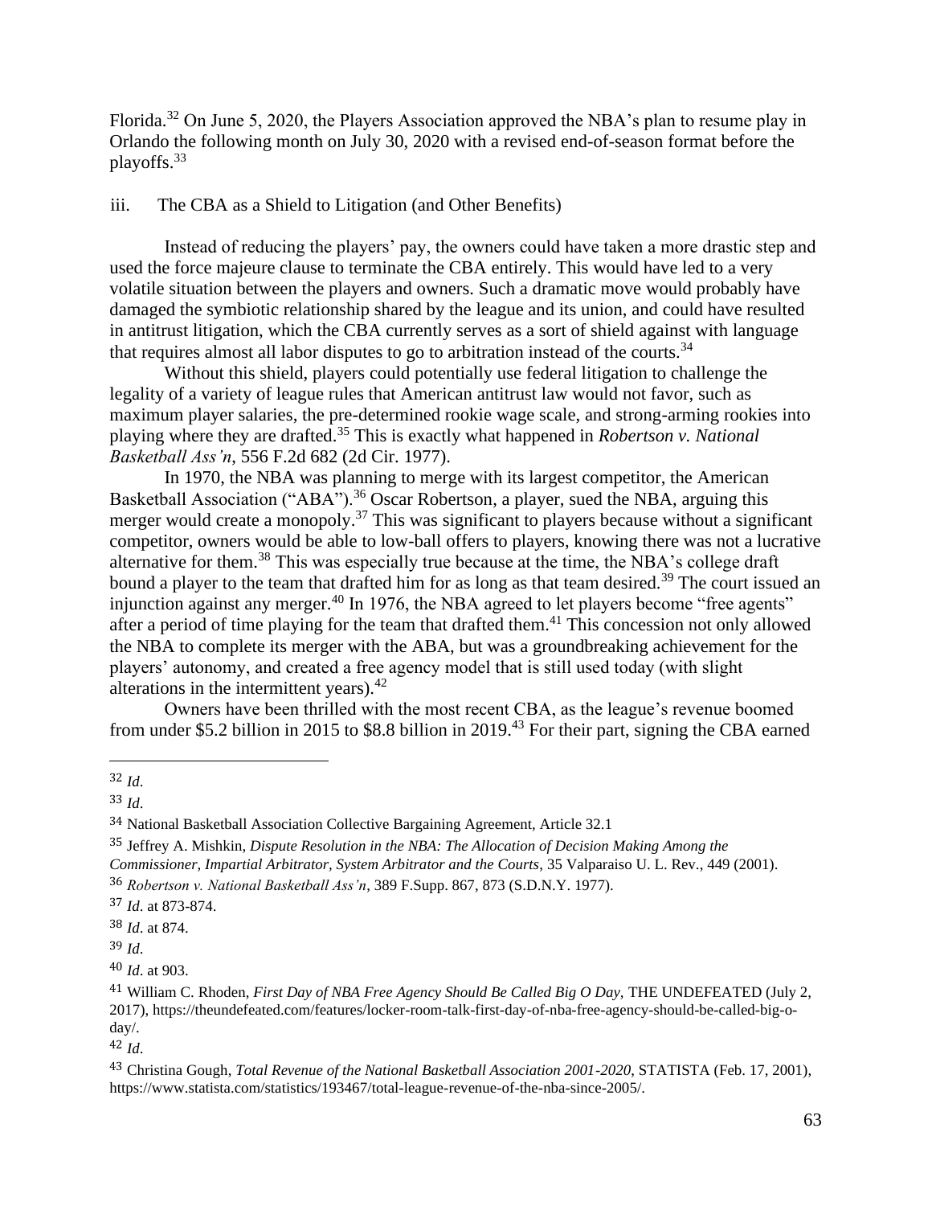Florida.[32] On June 5, 2020, the Players Association approved the NBA's plan to resume play in Orlando the following month on July 30, 2020 with a revised end-of-season format before the playoffs.[33]

### iii. The CBA as a Shield to Litigation (and Other Benefits)

Instead of reducing the players' pay, the owners could have taken a more drastic step and used the force majeure clause to terminate the CBA entirely. This would have led to a very volatile situation between the players and owners. Such a dramatic move would probably have damaged the symbiotic relationship shared by the league and its union, and could have resulted in antitrust litigation, which the CBA currently serves as a sort of shield against with language that requires almost all labor disputes to go to arbitration instead of the courts.[34]

Without this shield, players could potentially use federal litigation to challenge the legality of a variety of league rules that American antitrust law would not favor, such as maximum player salaries, the pre-determined rookie wage scale, and strong-arming rookies into playing where they are drafted.[35] This is exactly what happened in *Robertson v. National Basketball Ass'n*, 556 F.2d 682 (2d Cir. 1977).

In 1970, the NBA was planning to merge with its largest competitor, the American Basketball Association ("ABA").[36] Oscar Robertson, a player, sued the NBA, arguing this merger would create a monopoly.[37] This was significant to players because without a significant competitor, owners would be able to low-ball offers to players, knowing there was not a lucrative alternative for them.[38] This was especially true because at the time, the NBA's college draft bound a player to the team that drafted him for as long as that team desired.[39] The court issued an injunction against any merger.[40] In 1976, the NBA agreed to let players become "free agents" after a period of time playing for the team that drafted them.[41] This concession not only allowed the NBA to complete its merger with the ABA, but was a groundbreaking achievement for the players' autonomy, and created a free agency model that is still used today (with slight alterations in the intermittent years).[42]

Owners have been thrilled with the most recent CBA, as the league's revenue boomed from under $5.2 billion in 2015 to $8.8 billion in 2019.[43] For their part, signing the CBA earned

---

[32] *Id*.

[33] *Id*.

[34] National Basketball Association Collective Bargaining Agreement, Article 32.1

[35] Jeffrey A. Mishkin, *Dispute Resolution in the NBA: The Allocation of Decision Making Among the Commissioner, Impartial Arbitrator, System Arbitrator and the Courts*, 35 Valparaiso U. L. Rev., 449 (2001).

[36] *Robertson v. National Basketball Ass'n*, 389 F.Supp. 867, 873 (S.D.N.Y. 1977).

[37] *Id*. at 873-874.

[38] *Id*. at 874.

[39] *Id*.

[40] *Id*. at 903.

[41] William C. Rhoden, *First Day of NBA Free Agency Should Be Called Big O Day*, THE UNDEFEATED (July 2, 2017), https://theundefeated.com/features/locker-room-talk-first-day-of-nba-free-agency-should-be-called-big-o-day/.

[42] *Id*.

[43] Christina Gough, *Total Revenue of the National Basketball Association 2001-2020*, STATISTA (Feb. 17, 2001), https://www.statista.com/statistics/193467/total-league-revenue-of-the-nba-since-2005/.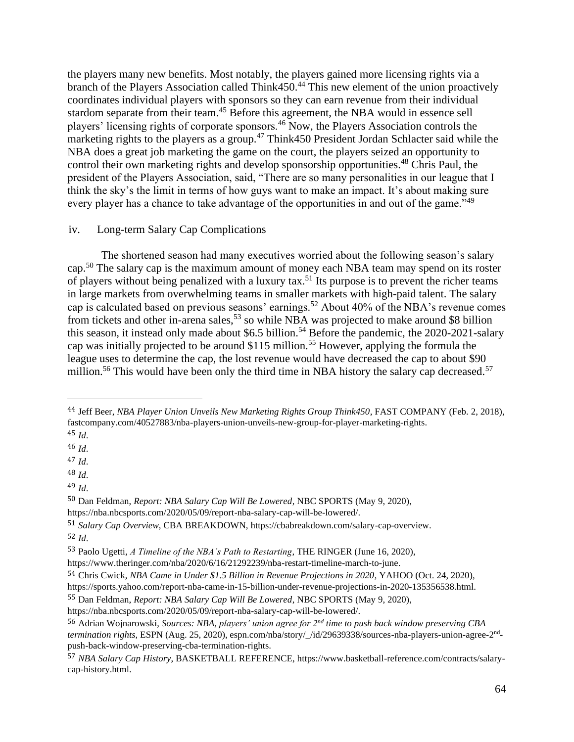the players many new benefits. Most notably, the players gained more licensing rights via a branch of the Players Association called Think450.[44] This new element of the union proactively coordinates individual players with sponsors so they can earn revenue from their individual stardom separate from their team.[45] Before this agreement, the NBA would in essence sell players' licensing rights of corporate sponsors.[46] Now, the Players Association controls the marketing rights to the players as a group.[47] Think450 President Jordan Schlacter said while the NBA does a great job marketing the game on the court, the players seized an opportunity to control their own marketing rights and develop sponsorship opportunities.[48] Chris Paul, the president of the Players Association, said, "There are so many personalities in our league that I think the sky's the limit in terms of how guys want to make an impact. It's about making sure every player has a chance to take advantage of the opportunities in and out of the game."[49]

### iv. Long-term Salary Cap Complications

The shortened season had many executives worried about the following season's salary cap.[50] The salary cap is the maximum amount of money each NBA team may spend on its roster of players without being penalized with a luxury tax.[51] Its purpose is to prevent the richer teams in large markets from overwhelming teams in smaller markets with high-paid talent. The salary cap is calculated based on previous seasons' earnings.[52] About 40% of the NBA's revenue comes from tickets and other in-arena sales,[53] so while NBA was projected to make around $8 billion this season, it instead only made about $6.5 billion.[54] Before the pandemic, the 2020-2021-salary cap was initially projected to be around $115 million.[55] However, applying the formula the league uses to determine the cap, the lost revenue would have decreased the cap to about $90 million.[56] This would have been only the third time in NBA history the salary cap decreased.[57]

---

[44] Jeff Beer, *NBA Player Union Unveils New Marketing Rights Group Think450*, FAST COMPANY (Feb. 2, 2018), fastcompany.com/40527883/nba-players-union-unveils-new-group-for-player-marketing-rights.

[45] *Id*.

[46] *Id*.

[47] *Id*.

[48] *Id*.

[49] *Id*.

[50] Dan Feldman, *Report: NBA Salary Cap Will Be Lowered*, NBC SPORTS (May 9, 2020), https://nba.nbcsports.com/2020/05/09/report-nba-salary-cap-will-be-lowered/.

[51] *Salary Cap Overview*, CBA BREAKDOWN, https://cbabreakdown.com/salary-cap-overview.

[52] *Id*.

[53] Paolo Ugetti, *A Timeline of the NBA's Path to Restarting*, THE RINGER (June 16, 2020), https://www.theringer.com/nba/2020/6/16/21292239/nba-restart-timeline-march-to-june.

[54] Chris Cwick, *NBA Came in Under $1.5 Billion in Revenue Projections in 2020*, YAHOO (Oct. 24, 2020), https://sports.yahoo.com/report-nba-came-in-15-billion-under-revenue-projections-in-2020-135356538.html.

[55] Dan Feldman, *Report: NBA Salary Cap Will Be Lowered*, NBC SPORTS (May 9, 2020), https://nba.nbcsports.com/2020/05/09/report-nba-salary-cap-will-be-lowered/.

[56] Adrian Wojnarowski, *Sources: NBA, players' union agree for 2nd time to push back window preserving CBA termination rights*, ESPN (Aug. 25, 2020), espn.com/nba/story/_/id/29639338/sources-nba-players-union-agree-2nd-push-back-window-preserving-cba-termination-rights.

[57] *NBA Salary Cap History*, BASKETBALL REFERENCE, https://www.basketball-reference.com/contracts/salary-cap-history.html.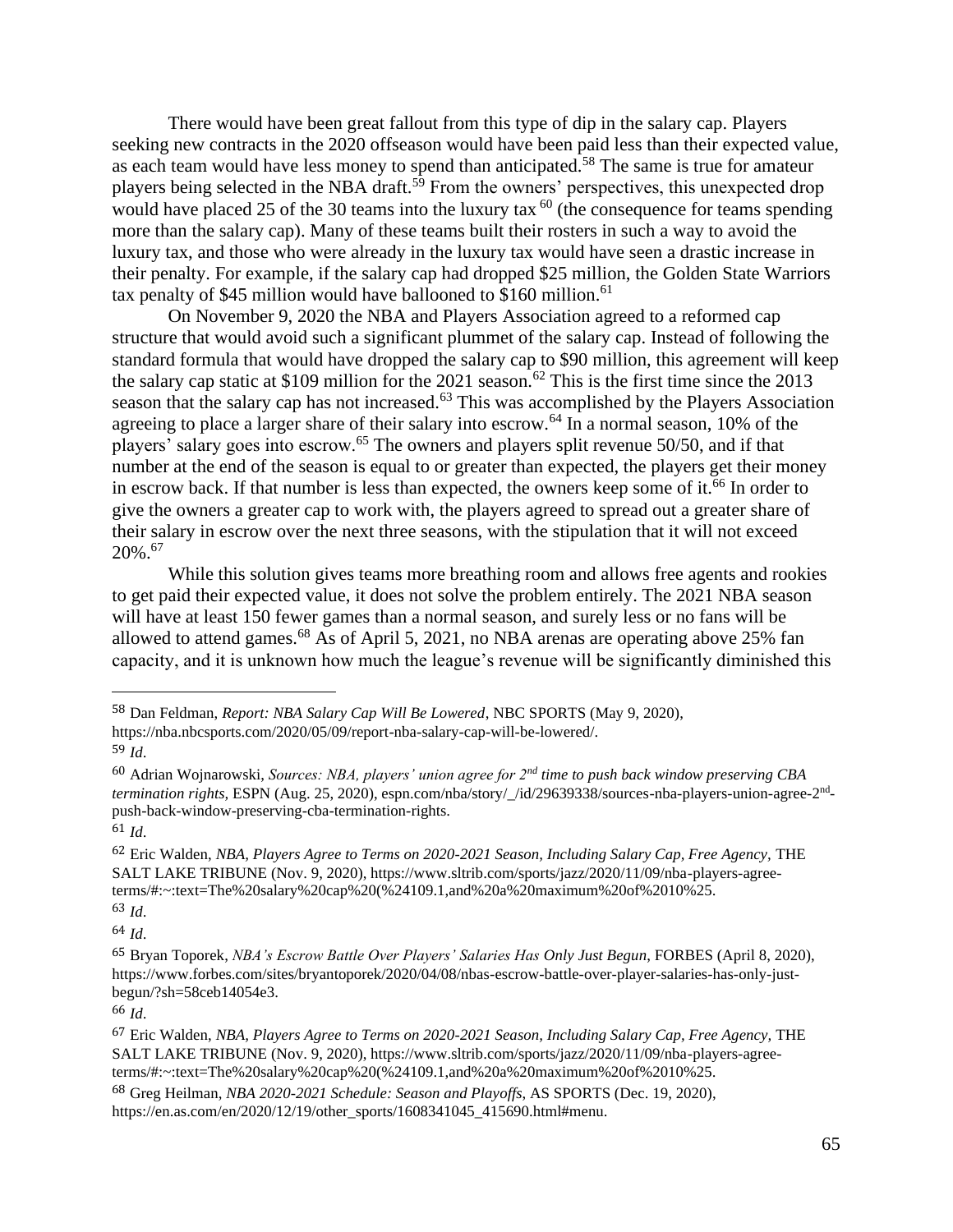There would have been great fallout from this type of dip in the salary cap. Players seeking new contracts in the 2020 offseason would have been paid less than their expected value, as each team would have less money to spend than anticipated.[58] The same is true for amateur players being selected in the NBA draft.[59] From the owners' perspectives, this unexpected drop would have placed 25 of the 30 teams into the luxury tax[60] (the consequence for teams spending more than the salary cap). Many of these teams built their rosters in such a way to avoid the luxury tax, and those who were already in the luxury tax would have seen a drastic increase in their penalty. For example, if the salary cap had dropped $25 million, the Golden State Warriors tax penalty of $45 million would have ballooned to $160 million.[61]

On November 9, 2020 the NBA and Players Association agreed to a reformed cap structure that would avoid such a significant plummet of the salary cap. Instead of following the standard formula that would have dropped the salary cap to $90 million, this agreement will keep the salary cap static at $109 million for the 2021 season.[62] This is the first time since the 2013 season that the salary cap has not increased.[63] This was accomplished by the Players Association agreeing to place a larger share of their salary into escrow.[64] In a normal season, 10% of the players' salary goes into escrow.[65] The owners and players split revenue 50/50, and if that number at the end of the season is equal to or greater than expected, the players get their money in escrow back. If that number is less than expected, the owners keep some of it.[66] In order to give the owners a greater cap to work with, the players agreed to spread out a greater share of their salary in escrow over the next three seasons, with the stipulation that it will not exceed 20%.[67]

While this solution gives teams more breathing room and allows free agents and rookies to get paid their expected value, it does not solve the problem entirely. The 2021 NBA season will have at least 150 fewer games than a normal season, and surely less or no fans will be allowed to attend games.[68] As of April 5, 2021, no NBA arenas are operating above 25% fan capacity, and it is unknown how much the league's revenue will be significantly diminished this

---

[58] Dan Feldman, *Report: NBA Salary Cap Will Be Lowered*, NBC SPORTS (May 9, 2020), https://nba.nbcsports.com/2020/05/09/report-nba-salary-cap-will-be-lowered/.

[59] *Id*.

[60] Adrian Wojnarowski, *Sources: NBA, players' union agree for 2nd time to push back window preserving CBA termination rights,* ESPN (Aug. 25, 2020), espn.com/nba/story/_/id/29639338/sources-nba-players-union-agree-2nd-push-back-window-preserving-cba-termination-rights.

[61] *Id*.

[62] Eric Walden, *NBA, Players Agree to Terms on 2020-2021 Season, Including Salary Cap, Free Agency,* THE SALT LAKE TRIBUNE (Nov. 9, 2020), https://www.sltrib.com/sports/jazz/2020/11/09/nba-players-agree-terms/#:~:text=The%20salary%20cap%20(%24109.1,and%20a%20maximum%20of%2010%25.

[63] *Id*.

[64] *Id*.

[65] Bryan Toporek, *NBA's Escrow Battle Over Players' Salaries Has Only Just Begun*, FORBES (April 8, 2020), https://www.forbes.com/sites/bryantoporek/2020/04/08/nbas-escrow-battle-over-player-salaries-has-only-just-begun/?sh=58ceb14054e3.

[66] *Id*.

[67] Eric Walden, *NBA, Players Agree to Terms on 2020-2021 Season, Including Salary Cap, Free Agency,* THE SALT LAKE TRIBUNE (Nov. 9, 2020), https://www.sltrib.com/sports/jazz/2020/11/09/nba-players-agree-terms/#:~:text=The%20salary%20cap%20(%24109.1,and%20a%20maximum%20of%2010%25.

[68] Greg Heilman, *NBA 2020-2021 Schedule: Season and Playoffs*, AS SPORTS (Dec. 19, 2020), https://en.as.com/en/2020/12/19/other_sports/1608341045_415690.html#menu.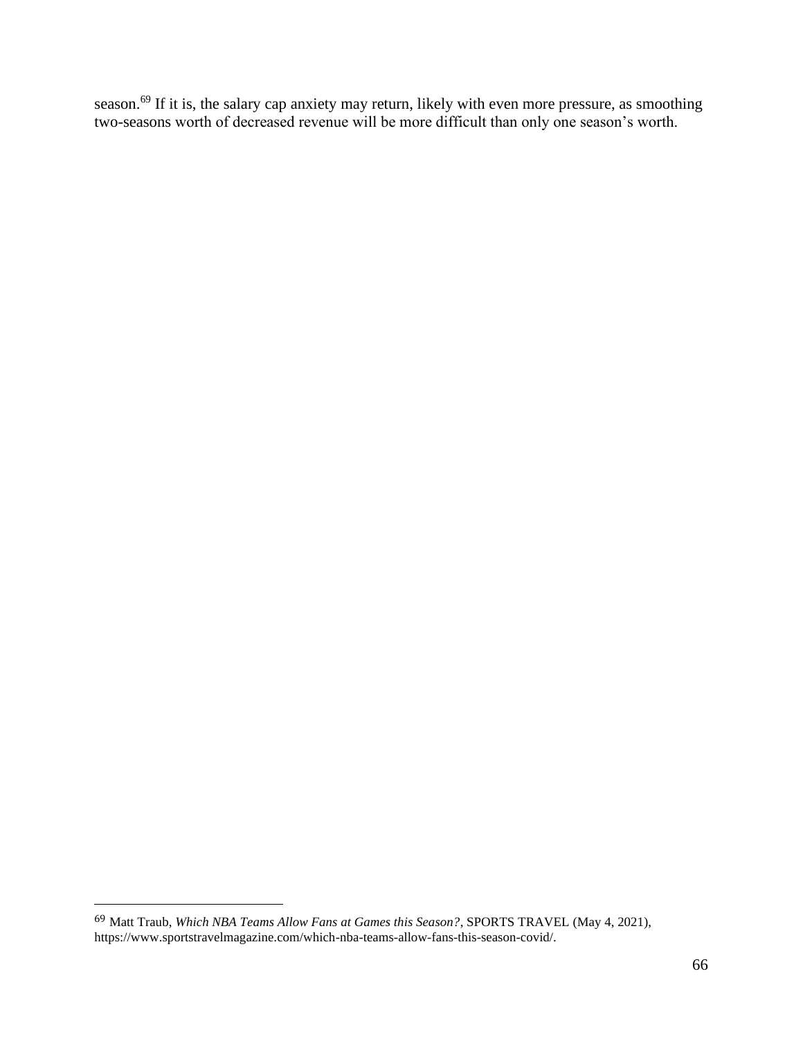season.[69] If it is, the salary cap anxiety may return, likely with even more pressure, as smoothing two-seasons worth of decreased revenue will be more difficult than only one season's worth.

---

[69] Matt Traub, *Which NBA Teams Allow Fans at Games this Season?*, SPORTS TRAVEL (May 4, 2021), https://www.sportstravelmagazine.com/which-nba-teams-allow-fans-this-season-covid/.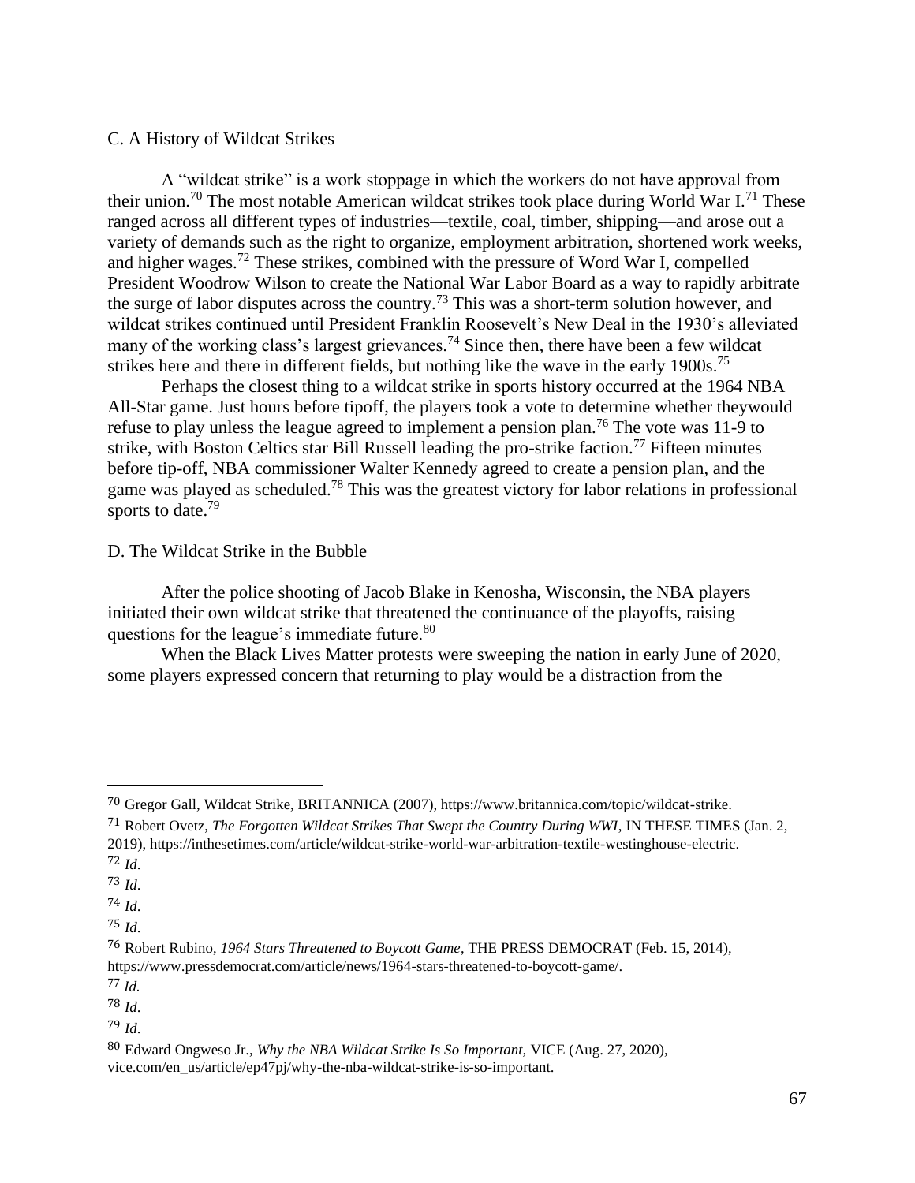### C. A History of Wildcat Strikes

A "wildcat strike" is a work stoppage in which the workers do not have approval from their union.[70] The most notable American wildcat strikes took place during World War I.[71] These ranged across all different types of industries—textile, coal, timber, shipping—and arose out a variety of demands such as the right to organize, employment arbitration, shortened work weeks, and higher wages.[72] These strikes, combined with the pressure of Word War I, compelled President Woodrow Wilson to create the National War Labor Board as a way to rapidly arbitrate the surge of labor disputes across the country.[73] This was a short-term solution however, and wildcat strikes continued until President Franklin Roosevelt's New Deal in the 1930's alleviated many of the working class's largest grievances.[74] Since then, there have been a few wildcat strikes here and there in different fields, but nothing like the wave in the early 1900s.[75]

Perhaps the closest thing to a wildcat strike in sports history occurred at the 1964 NBA All-Star game. Just hours before tipoff, the players took a vote to determine whether theywould refuse to play unless the league agreed to implement a pension plan.[76] The vote was 11-9 to strike, with Boston Celtics star Bill Russell leading the pro-strike faction.[77] Fifteen minutes before tip-off, NBA commissioner Walter Kennedy agreed to create a pension plan, and the game was played as scheduled.[78] This was the greatest victory for labor relations in professional sports to date.[79]

### D. The Wildcat Strike in the Bubble

After the police shooting of Jacob Blake in Kenosha, Wisconsin, the NBA players initiated their own wildcat strike that threatened the continuance of the playoffs, raising questions for the league's immediate future.[80]

When the Black Lives Matter protests were sweeping the nation in early June of 2020, some players expressed concern that returning to play would be a distraction from the

---

[70] Gregor Gall, Wildcat Strike, BRITANNICA (2007), https://www.britannica.com/topic/wildcat-strike.

[71] Robert Ovetz, *The Forgotten Wildcat Strikes That Swept the Country During WWI*, IN THESE TIMES (Jan. 2, 2019), https://inthesetimes.com/article/wildcat-strike-world-war-arbitration-textile-westinghouse-electric.

[72] *Id*.

[73] *Id*.

[74] *Id*.

[75] *Id*.

[76] Robert Rubino, *1964 Stars Threatened to Boycott Game*, THE PRESS DEMOCRAT (Feb. 15, 2014), https://www.pressdemocrat.com/article/news/1964-stars-threatened-to-boycott-game/.

[77] *Id.*

[78] *Id*.

[79] *Id*.

[80] Edward Ongweso Jr., *Why the NBA Wildcat Strike Is So Important*, VICE (Aug. 27, 2020), vice.com/en_us/article/ep47pj/why-the-nba-wildcat-strike-is-so-important.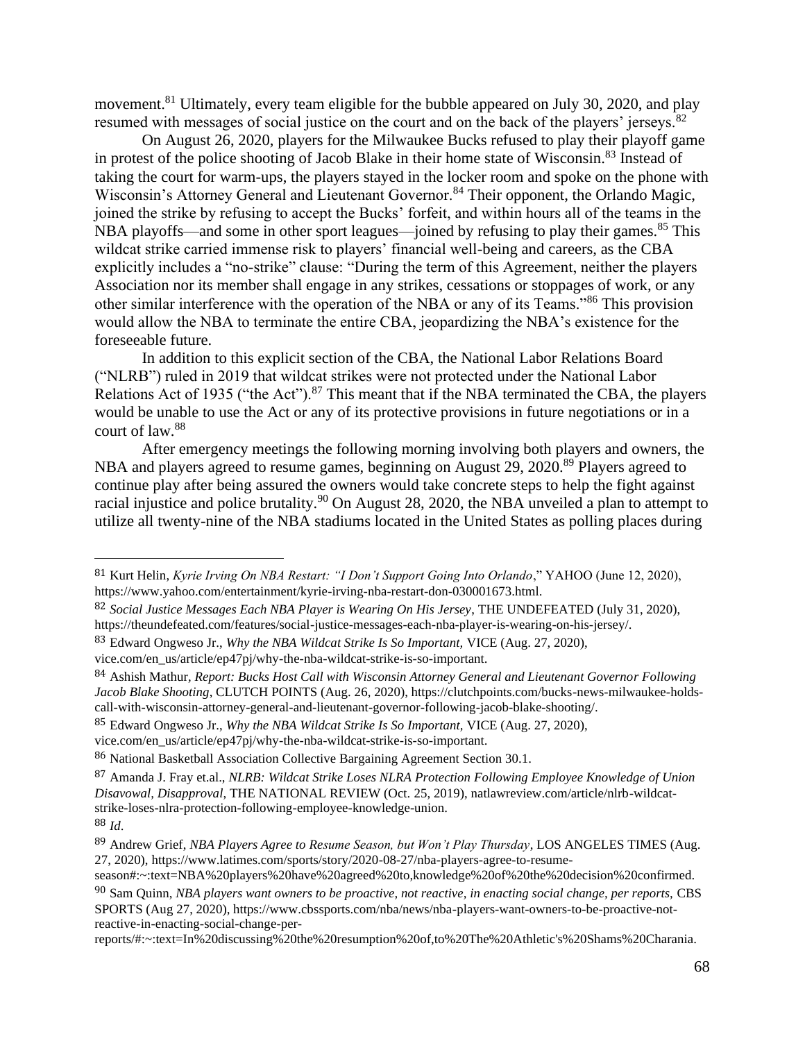movement.[81] Ultimately, every team eligible for the bubble appeared on July 30, 2020, and play resumed with messages of social justice on the court and on the back of the players' jerseys.[82]

On August 26, 2020, players for the Milwaukee Bucks refused to play their playoff game in protest of the police shooting of Jacob Blake in their home state of Wisconsin.[83] Instead of taking the court for warm-ups, the players stayed in the locker room and spoke on the phone with Wisconsin's Attorney General and Lieutenant Governor.[84] Their opponent, the Orlando Magic, joined the strike by refusing to accept the Bucks' forfeit, and within hours all of the teams in the NBA playoffs—and some in other sport leagues—joined by refusing to play their games.[85] This wildcat strike carried immense risk to players' financial well-being and careers, as the CBA explicitly includes a "no-strike" clause: "During the term of this Agreement, neither the players Association nor its member shall engage in any strikes, cessations or stoppages of work, or any other similar interference with the operation of the NBA or any of its Teams."[86] This provision would allow the NBA to terminate the entire CBA, jeopardizing the NBA's existence for the foreseeable future.

In addition to this explicit section of the CBA, the National Labor Relations Board ("NLRB") ruled in 2019 that wildcat strikes were not protected under the National Labor Relations Act of 1935 ("the Act").[87] This meant that if the NBA terminated the CBA, the players would be unable to use the Act or any of its protective provisions in future negotiations or in a court of law.[88]

After emergency meetings the following morning involving both players and owners, the NBA and players agreed to resume games, beginning on August 29, 2020.[89] Players agreed to continue play after being assured the owners would take concrete steps to help the fight against racial injustice and police brutality.[90] On August 28, 2020, the NBA unveiled a plan to attempt to utilize all twenty-nine of the NBA stadiums located in the United States as polling places during

---

[81] Kurt Helin, *Kyrie Irving On NBA Restart: "I Don't Support Going Into Orlando*," YAHOO (June 12, 2020), https://www.yahoo.com/entertainment/kyrie-irving-nba-restart-don-030001673.html.

[82] *Social Justice Messages Each NBA Player is Wearing On His Jersey*, THE UNDEFEATED (July 31, 2020), https://theundefeated.com/features/social-justice-messages-each-nba-player-is-wearing-on-his-jersey/.

[83] Edward Ongweso Jr., *Why the NBA Wildcat Strike Is So Important,* VICE (Aug. 27, 2020), vice.com/en_us/article/ep47pj/why-the-nba-wildcat-strike-is-so-important.

[84] Ashish Mathur, *Report: Bucks Host Call with Wisconsin Attorney General and Lieutenant Governor Following Jacob Blake Shooting*, CLUTCH POINTS (Aug. 26, 2020), https://clutchpoints.com/bucks-news-milwaukee-holds-call-with-wisconsin-attorney-general-and-lieutenant-governor-following-jacob-blake-shooting/.

[85] Edward Ongweso Jr., *Why the NBA Wildcat Strike Is So Important,* VICE (Aug. 27, 2020), vice.com/en_us/article/ep47pj/why-the-nba-wildcat-strike-is-so-important.

[86] National Basketball Association Collective Bargaining Agreement Section 30.1.

[87] Amanda J. Fray et.al., *NLRB: Wildcat Strike Loses NLRA Protection Following Employee Knowledge of Union Disavowal, Disapproval*, THE NATIONAL REVIEW (Oct. 25, 2019), natlawreview.com/article/nlrb-wildcat-strike-loses-nlra-protection-following-employee-knowledge-union.

[88] *Id*.

[89] Andrew Grief, *NBA Players Agree to Resume Season, but Won't Play Thursday*, LOS ANGELES TIMES (Aug. 27, 2020), https://www.latimes.com/sports/story/2020-08-27/nba-players-agree-to-resume-season#:~:text=NBA%20players%20have%20agreed%20to,knowledge%20of%20the%20decision%20confirmed.

[90] Sam Quinn, *NBA players want owners to be proactive, not reactive, in enacting social change, per reports,* CBS SPORTS (Aug 27, 2020), https://www.cbssports.com/nba/news/nba-players-want-owners-to-be-proactive-not-reactive-in-enacting-social-change-per-reports/#:~:text=In%20discussing%20the%20resumption%20of,to%20The%20Athletic's%20Shams%20Charania.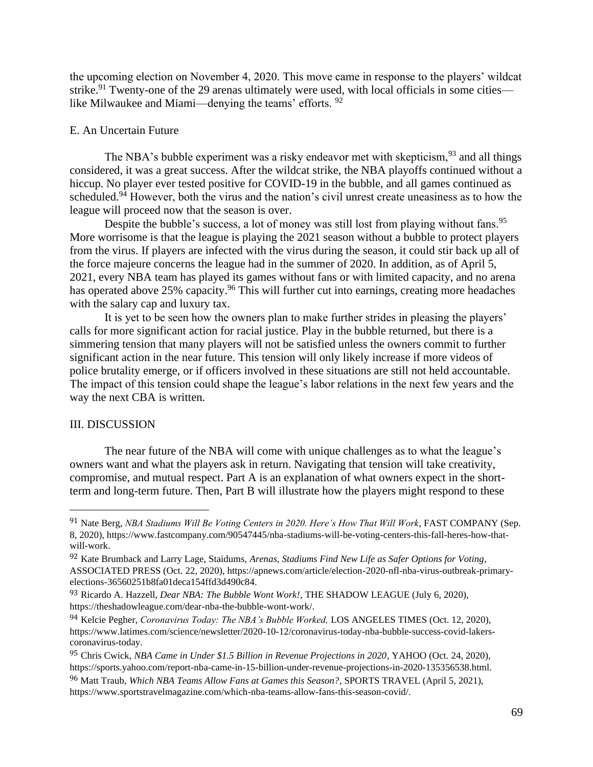the upcoming election on November 4, 2020. This move came in response to the players' wildcat strike.[91] Twenty-one of the 29 arenas ultimately were used, with local officials in some cities—like Milwaukee and Miami—denying the teams' efforts. [92]

## E. An Uncertain Future

The NBA's bubble experiment was a risky endeavor met with skepticism,[93] and all things considered, it was a great success. After the wildcat strike, the NBA playoffs continued without a hiccup. No player ever tested positive for COVID-19 in the bubble, and all games continued as scheduled.[94] However, both the virus and the nation's civil unrest create uneasiness as to how the league will proceed now that the season is over.

Despite the bubble's success, a lot of money was still lost from playing without fans.[95] More worrisome is that the league is playing the 2021 season without a bubble to protect players from the virus. If players are infected with the virus during the season, it could stir back up all of the force majeure concerns the league had in the summer of 2020. In addition, as of April 5, 2021, every NBA team has played its games without fans or with limited capacity, and no arena has operated above 25% capacity.[96] This will further cut into earnings, creating more headaches with the salary cap and luxury tax.

It is yet to be seen how the owners plan to make further strides in pleasing the players' calls for more significant action for racial justice. Play in the bubble returned, but there is a simmering tension that many players will not be satisfied unless the owners commit to further significant action in the near future. This tension will only likely increase if more videos of police brutality emerge, or if officers involved in these situations are still not held accountable. The impact of this tension could shape the league's labor relations in the next few years and the way the next CBA is written.

# III. DISCUSSION

The near future of the NBA will come with unique challenges as to what the league's owners want and what the players ask in return. Navigating that tension will take creativity, compromise, and mutual respect. Part A is an explanation of what owners expect in the short-term and long-term future. Then, Part B will illustrate how the players might respond to these

---

[91] Nate Berg, *NBA Stadiums Will Be Voting Centers in 2020. Here's How That Will Work*, FAST COMPANY (Sep. 8, 2020), https://www.fastcompany.com/90547445/nba-stadiums-will-be-voting-centers-this-fall-heres-how-that-will-work.

[92] Kate Brumback and Larry Lage, Staidums, *Arenas, Stadiums Find New Life as Safer Options for Voting*, ASSOCIATED PRESS (Oct. 22, 2020), https://apnews.com/article/election-2020-nfl-nba-virus-outbreak-primary-elections-36560251b8fa01deca154ffd3d490c84.

[93] Ricardo A. Hazzell, *Dear NBA: The Bubble Wont Work!*, THE SHADOW LEAGUE (July 6, 2020), https://theshadowleague.com/dear-nba-the-bubble-wont-work/.

[94] Kelcie Pegher, *Coronavirus Today: The NBA's Bubble Worked,* LOS ANGELES TIMES (Oct. 12, 2020), https://www.latimes.com/science/newsletter/2020-10-12/coronavirus-today-nba-bubble-success-covid-lakers-coronavirus-today.

[95] Chris Cwick, *NBA Came in Under $1.5 Billion in Revenue Projections in 2020*, YAHOO (Oct. 24, 2020), https://sports.yahoo.com/report-nba-came-in-15-billion-under-revenue-projections-in-2020-135356538.html.

[96] Matt Traub, *Which NBA Teams Allow Fans at Games this Season?*, SPORTS TRAVEL (April 5, 2021), https://www.sportstravelmagazine.com/which-nba-teams-allow-fans-this-season-covid/.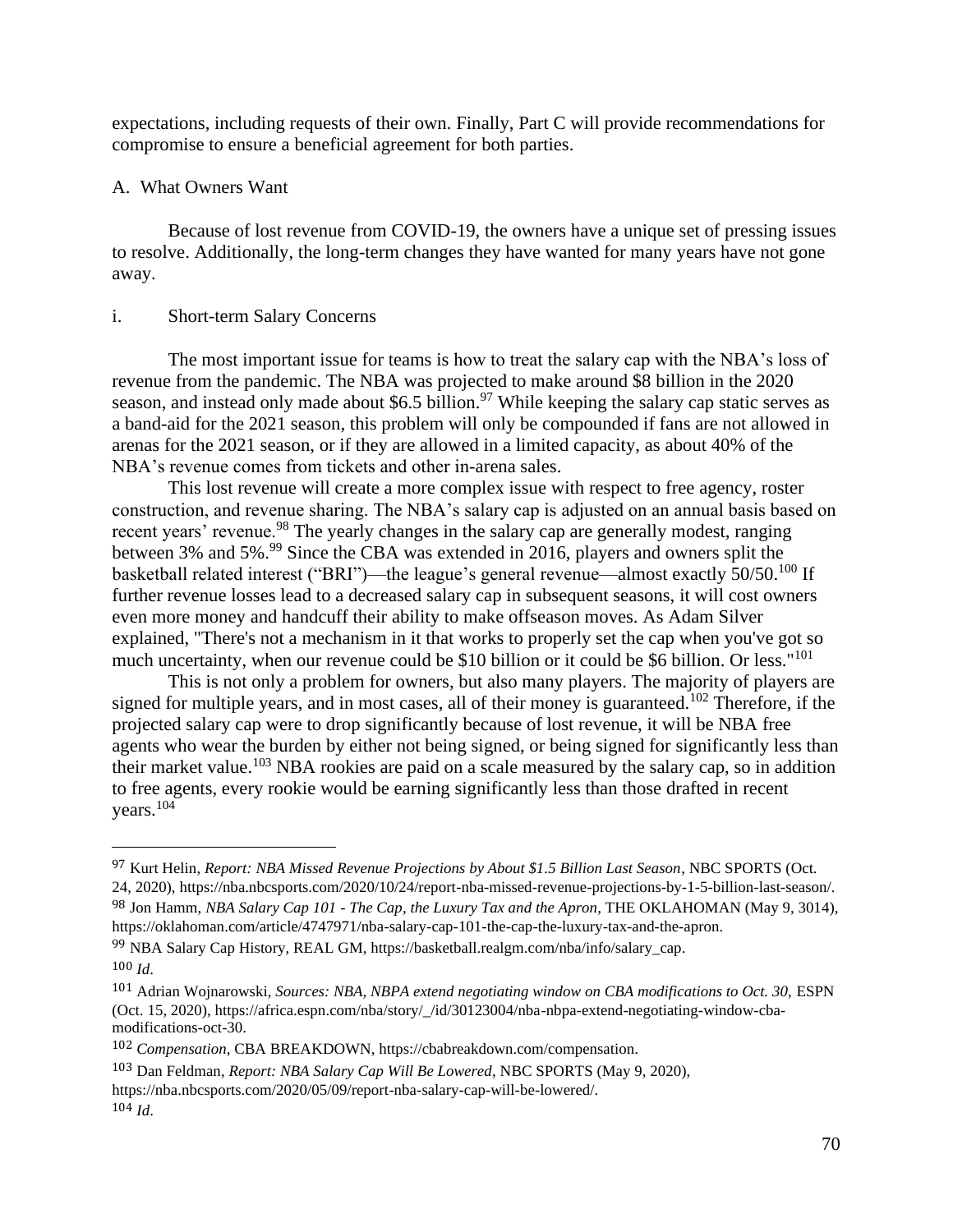expectations, including requests of their own. Finally, Part C will provide recommendations for compromise to ensure a beneficial agreement for both parties.

## A. What Owners Want

Because of lost revenue from COVID-19, the owners have a unique set of pressing issues to resolve. Additionally, the long-term changes they have wanted for many years have not gone away.

### i. Short-term Salary Concerns

The most important issue for teams is how to treat the salary cap with the NBA's loss of revenue from the pandemic. The NBA was projected to make around $8 billion in the 2020 season, and instead only made about $6.5 billion.[97] While keeping the salary cap static serves as a band-aid for the 2021 season, this problem will only be compounded if fans are not allowed in arenas for the 2021 season, or if they are allowed in a limited capacity, as about 40% of the NBA's revenue comes from tickets and other in-arena sales.

This lost revenue will create a more complex issue with respect to free agency, roster construction, and revenue sharing. The NBA's salary cap is adjusted on an annual basis based on recent years' revenue.[98] The yearly changes in the salary cap are generally modest, ranging between 3% and 5%.[99] Since the CBA was extended in 2016, players and owners split the basketball related interest ("BRI")—the league's general revenue—almost exactly 50/50.[100] If further revenue losses lead to a decreased salary cap in subsequent seasons, it will cost owners even more money and handcuff their ability to make offseason moves. As Adam Silver explained, "There's not a mechanism in it that works to properly set the cap when you've got so much uncertainty, when our revenue could be $10 billion or it could be $6 billion. Or less."[101]

This is not only a problem for owners, but also many players. The majority of players are signed for multiple years, and in most cases, all of their money is guaranteed.[102] Therefore, if the projected salary cap were to drop significantly because of lost revenue, it will be NBA free agents who wear the burden by either not being signed, or being signed for significantly less than their market value.[103] NBA rookies are paid on a scale measured by the salary cap, so in addition to free agents, every rookie would be earning significantly less than those drafted in recent years.[104]

---

[97] Kurt Helin, *Report: NBA Missed Revenue Projections by About $1.5 Billion Last Season*, NBC SPORTS (Oct. 24, 2020), https://nba.nbcsports.com/2020/10/24/report-nba-missed-revenue-projections-by-1-5-billion-last-season/.

[98] Jon Hamm, *NBA Salary Cap 101 - The Cap, the Luxury Tax and the Apron*, THE OKLAHOMAN (May 9, 3014), https://oklahoman.com/article/4747971/nba-salary-cap-101-the-cap-the-luxury-tax-and-the-apron.

[99] NBA Salary Cap History, REAL GM, https://basketball.realgm.com/nba/info/salary_cap.

[100] *Id*.

[101] Adrian Wojnarowski, *Sources: NBA, NBPA extend negotiating window on CBA modifications to Oct. 30,* ESPN (Oct. 15, 2020), https://africa.espn.com/nba/story/_/id/30123004/nba-nbpa-extend-negotiating-window-cba-modifications-oct-30.

[102] *Compensation*, CBA BREAKDOWN, https://cbabreakdown.com/compensation.

[103] Dan Feldman, *Report: NBA Salary Cap Will Be Lowered*, NBC SPORTS (May 9, 2020), https://nba.nbcsports.com/2020/05/09/report-nba-salary-cap-will-be-lowered/.

[104] *Id*.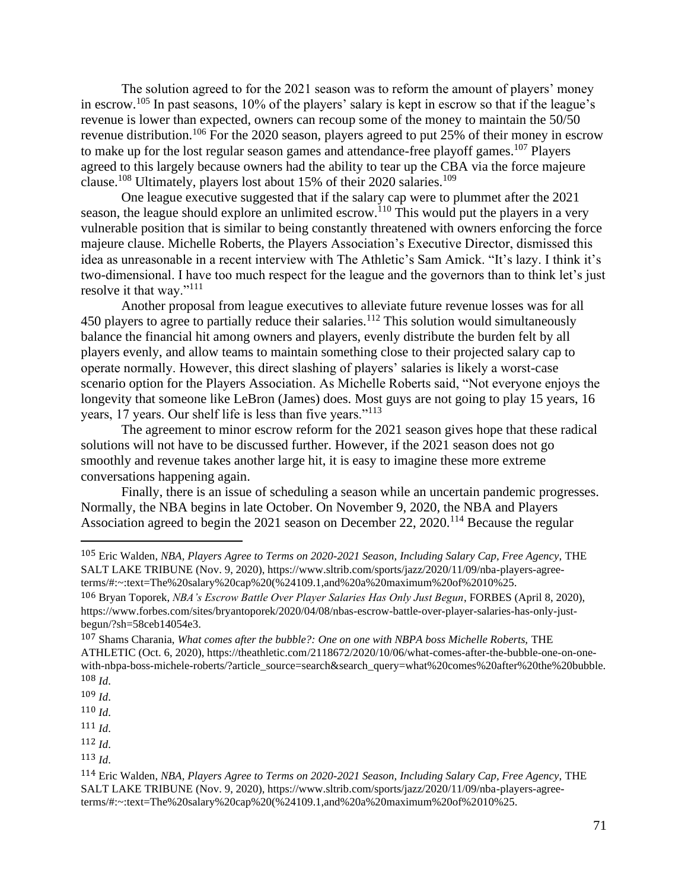The solution agreed to for the 2021 season was to reform the amount of players' money in escrow.[105] In past seasons, 10% of the players' salary is kept in escrow so that if the league's revenue is lower than expected, owners can recoup some of the money to maintain the 50/50 revenue distribution.[106] For the 2020 season, players agreed to put 25% of their money in escrow to make up for the lost regular season games and attendance-free playoff games.[107] Players agreed to this largely because owners had the ability to tear up the CBA via the force majeure clause.[108] Ultimately, players lost about 15% of their 2020 salaries.[109]

One league executive suggested that if the salary cap were to plummet after the 2021 season, the league should explore an unlimited escrow.[110] This would put the players in a very vulnerable position that is similar to being constantly threatened with owners enforcing the force majeure clause. Michelle Roberts, the Players Association's Executive Director, dismissed this idea as unreasonable in a recent interview with The Athletic's Sam Amick. "It's lazy. I think it's two-dimensional. I have too much respect for the league and the governors than to think let's just resolve it that way."[111]

Another proposal from league executives to alleviate future revenue losses was for all 450 players to agree to partially reduce their salaries.[112] This solution would simultaneously balance the financial hit among owners and players, evenly distribute the burden felt by all players evenly, and allow teams to maintain something close to their projected salary cap to operate normally. However, this direct slashing of players' salaries is likely a worst-case scenario option for the Players Association. As Michelle Roberts said, "Not everyone enjoys the longevity that someone like LeBron (James) does. Most guys are not going to play 15 years, 16 years, 17 years. Our shelf life is less than five years."[113]

The agreement to minor escrow reform for the 2021 season gives hope that these radical solutions will not have to be discussed further. However, if the 2021 season does not go smoothly and revenue takes another large hit, it is easy to imagine these more extreme conversations happening again.

Finally, there is an issue of scheduling a season while an uncertain pandemic progresses. Normally, the NBA begins in late October. On November 9, 2020, the NBA and Players Association agreed to begin the 2021 season on December 22, 2020.[114] Because the regular

---

[105] Eric Walden, *NBA, Players Agree to Terms on 2020-2021 Season, Including Salary Cap, Free Agency,* THE SALT LAKE TRIBUNE (Nov. 9, 2020), https://www.sltrib.com/sports/jazz/2020/11/09/nba-players-agree-terms/#:~:text=The%20salary%20cap%20(%24109.1,and%20a%20maximum%20of%2010%25.

[106] Bryan Toporek, *NBA's Escrow Battle Over Player Salaries Has Only Just Begun*, FORBES (April 8, 2020), https://www.forbes.com/sites/bryantoporek/2020/04/08/nbas-escrow-battle-over-player-salaries-has-only-just-begun/?sh=58ceb14054e3.

[107] Shams Charania, *What comes after the bubble?: One on one with NBPA boss Michelle Roberts,* THE ATHLETIC (Oct. 6, 2020), https://theathletic.com/2118672/2020/10/06/what-comes-after-the-bubble-one-on-one-with-nbpa-boss-michele-roberts/?article_source=search&search_query=what%20comes%20after%20the%20bubble.

[108] *Id*.

[109] *Id*.

[110] *Id*.

[111] *Id*.

[112] *Id*.

[113] *Id*.

[114] Eric Walden, *NBA, Players Agree to Terms on 2020-2021 Season, Including Salary Cap, Free Agency,* THE SALT LAKE TRIBUNE (Nov. 9, 2020), https://www.sltrib.com/sports/jazz/2020/11/09/nba-players-agree-terms/#:~:text=The%20salary%20cap%20(%24109.1,and%20a%20maximum%20of%2010%25.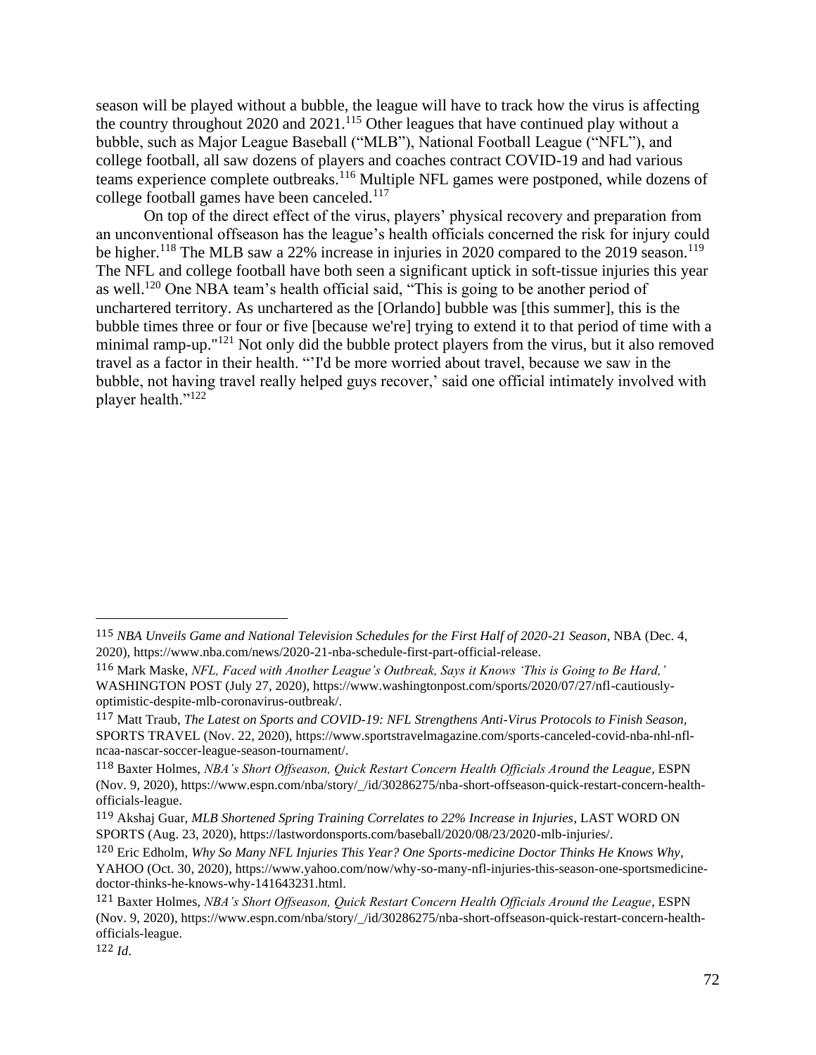season will be played without a bubble, the league will have to track how the virus is affecting the country throughout 2020 and 2021.[115] Other leagues that have continued play without a bubble, such as Major League Baseball ("MLB"), National Football League ("NFL"), and college football, all saw dozens of players and coaches contract COVID-19 and had various teams experience complete outbreaks.[116] Multiple NFL games were postponed, while dozens of college football games have been canceled.[117]

On top of the direct effect of the virus, players' physical recovery and preparation from an unconventional offseason has the league's health officials concerned the risk for injury could be higher.[118] The MLB saw a 22% increase in injuries in 2020 compared to the 2019 season.[119] The NFL and college football have both seen a significant uptick in soft-tissue injuries this year as well.[120] One NBA team's health official said, "This is going to be another period of unchartered territory. As unchartered as the [Orlando] bubble was [this summer], this is the bubble times three or four or five [because we're] trying to extend it to that period of time with a minimal ramp-up."[121] Not only did the bubble protect players from the virus, but it also removed travel as a factor in their health. "'I'd be more worried about travel, because we saw in the bubble, not having travel really helped guys recover,' said one official intimately involved with player health."[122]

---

115 *NBA Unveils Game and National Television Schedules for the First Half of 2020-21 Season*, NBA (Dec. 4, 2020), https://www.nba.com/news/2020-21-nba-schedule-first-part-official-release.

116 Mark Maske, *NFL, Faced with Another League's Outbreak, Says it Knows 'This is Going to Be Hard,'* WASHINGTON POST (July 27, 2020), https://www.washingtonpost.com/sports/2020/07/27/nfl-cautiously-optimistic-despite-mlb-coronavirus-outbreak/.

117 Matt Traub, *The Latest on Sports and COVID-19: NFL Strengthens Anti-Virus Protocols to Finish Season*, SPORTS TRAVEL (Nov. 22, 2020), https://www.sportstravelmagazine.com/sports-canceled-covid-nba-nhl-nfl-ncaa-nascar-soccer-league-season-tournament/.

118 Baxter Holmes, *NBA's Short Offseason, Quick Restart Concern Health Officials Around the League*, ESPN (Nov. 9, 2020), https://www.espn.com/nba/story/_/id/30286275/nba-short-offseason-quick-restart-concern-health-officials-league.

119 Akshaj Guar, *MLB Shortened Spring Training Correlates to 22% Increase in Injuries*, LAST WORD ON SPORTS (Aug. 23, 2020), https://lastwordonsports.com/baseball/2020/08/23/2020-mlb-injuries/.

120 Eric Edholm, *Why So Many NFL Injuries This Year? One Sports-medicine Doctor Thinks He Knows Why*, YAHOO (Oct. 30, 2020), https://www.yahoo.com/now/why-so-many-nfl-injuries-this-season-one-sportsmedicine-doctor-thinks-he-knows-why-141643231.html.

121 Baxter Holmes, *NBA's Short Offseason, Quick Restart Concern Health Officials Around the League*, ESPN (Nov. 9, 2020), https://www.espn.com/nba/story/_/id/30286275/nba-short-offseason-quick-restart-concern-health-officials-league.

122 *Id*.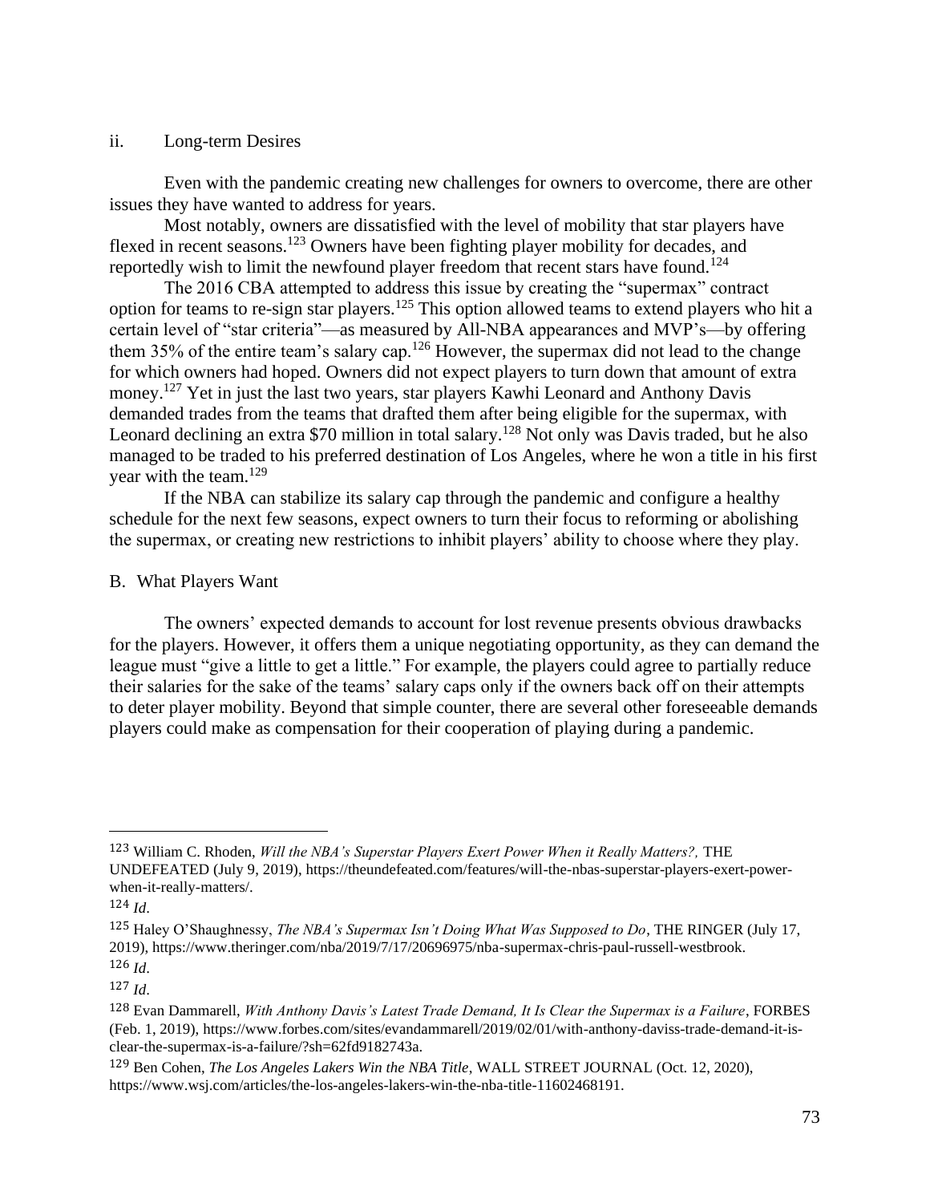#### ii. Long-term Desires

Even with the pandemic creating new challenges for owners to overcome, there are other issues they have wanted to address for years.

Most notably, owners are dissatisfied with the level of mobility that star players have flexed in recent seasons.[123] Owners have been fighting player mobility for decades, and reportedly wish to limit the newfound player freedom that recent stars have found.[124]

The 2016 CBA attempted to address this issue by creating the "supermax" contract option for teams to re-sign star players.[125] This option allowed teams to extend players who hit a certain level of "star criteria"—as measured by All-NBA appearances and MVP's—by offering them 35% of the entire team's salary cap.[126] However, the supermax did not lead to the change for which owners had hoped. Owners did not expect players to turn down that amount of extra money.[127] Yet in just the last two years, star players Kawhi Leonard and Anthony Davis demanded trades from the teams that drafted them after being eligible for the supermax, with Leonard declining an extra $70 million in total salary.[128] Not only was Davis traded, but he also managed to be traded to his preferred destination of Los Angeles, where he won a title in his first year with the team.[129]

If the NBA can stabilize its salary cap through the pandemic and configure a healthy schedule for the next few seasons, expect owners to turn their focus to reforming or abolishing the supermax, or creating new restrictions to inhibit players' ability to choose where they play.

### B. What Players Want

The owners' expected demands to account for lost revenue presents obvious drawbacks for the players. However, it offers them a unique negotiating opportunity, as they can demand the league must "give a little to get a little." For example, the players could agree to partially reduce their salaries for the sake of the teams' salary caps only if the owners back off on their attempts to deter player mobility. Beyond that simple counter, there are several other foreseeable demands players could make as compensation for their cooperation of playing during a pandemic.

---

[123] William C. Rhoden, *Will the NBA's Superstar Players Exert Power When it Really Matters?,* THE UNDEFEATED (July 9, 2019), https://theundefeated.com/features/will-the-nbas-superstar-players-exert-power-when-it-really-matters/.

[124] *Id*.

[125] Haley O'Shaughnessy, *The NBA's Supermax Isn't Doing What Was Supposed to Do*, THE RINGER (July 17, 2019), https://www.theringer.com/nba/2019/7/17/20696975/nba-supermax-chris-paul-russell-westbrook.

[126] *Id*.

[127] *Id*.

[128] Evan Dammarell, *With Anthony Davis's Latest Trade Demand, It Is Clear the Supermax is a Failure*, FORBES (Feb. 1, 2019), https://www.forbes.com/sites/evandammarell/2019/02/01/with-anthony-daviss-trade-demand-it-is-clear-the-supermax-is-a-failure/?sh=62fd9182743a.

[129] Ben Cohen, *The Los Angeles Lakers Win the NBA Title*, WALL STREET JOURNAL (Oct. 12, 2020), https://www.wsj.com/articles/the-los-angeles-lakers-win-the-nba-title-11602468191.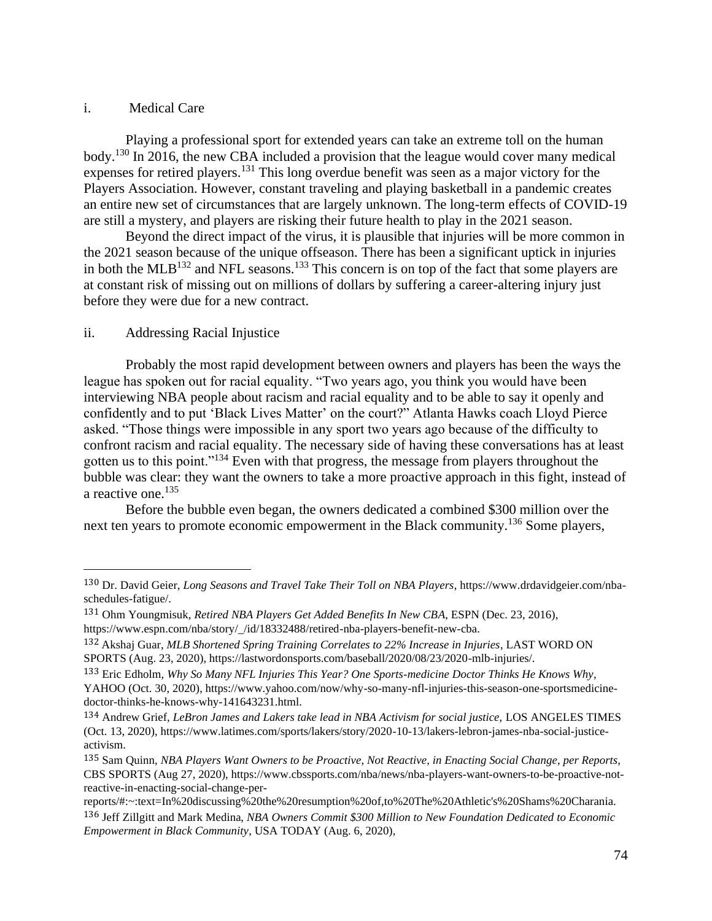i. Medical Care

Playing a professional sport for extended years can take an extreme toll on the human body.[130] In 2016, the new CBA included a provision that the league would cover many medical expenses for retired players.[131] This long overdue benefit was seen as a major victory for the Players Association. However, constant traveling and playing basketball in a pandemic creates an entire new set of circumstances that are largely unknown. The long-term effects of COVID-19 are still a mystery, and players are risking their future health to play in the 2021 season.

Beyond the direct impact of the virus, it is plausible that injuries will be more common in the 2021 season because of the unique offseason. There has been a significant uptick in injuries in both the MLB[132] and NFL seasons.[133] This concern is on top of the fact that some players are at constant risk of missing out on millions of dollars by suffering a career-altering injury just before they were due for a new contract.

ii. Addressing Racial Injustice

Probably the most rapid development between owners and players has been the ways the league has spoken out for racial equality. "Two years ago, you think you would have been interviewing NBA people about racism and racial equality and to be able to say it openly and confidently and to put 'Black Lives Matter' on the court?" Atlanta Hawks coach Lloyd Pierce asked. "Those things were impossible in any sport two years ago because of the difficulty to confront racism and racial equality. The necessary side of having these conversations has at least gotten us to this point."[134] Even with that progress, the message from players throughout the bubble was clear: they want the owners to take a more proactive approach in this fight, instead of a reactive one.[135]

Before the bubble even began, the owners dedicated a combined $300 million over the next ten years to promote economic empowerment in the Black community.[136] Some players,

---

[130] Dr. David Geier, *Long Seasons and Travel Take Their Toll on NBA Players*, https://www.drdavidgeier.com/nba-schedules-fatigue/.

[131] Ohm Youngmisuk, *Retired NBA Players Get Added Benefits In New CBA*, ESPN (Dec. 23, 2016), https://www.espn.com/nba/story/_/id/18332488/retired-nba-players-benefit-new-cba.

[132] Akshaj Guar, *MLB Shortened Spring Training Correlates to 22% Increase in Injuries*, LAST WORD ON SPORTS (Aug. 23, 2020), https://lastwordonsports.com/baseball/2020/08/23/2020-mlb-injuries/.

[133] Eric Edholm, *Why So Many NFL Injuries This Year? One Sports-medicine Doctor Thinks He Knows Why*, YAHOO (Oct. 30, 2020), https://www.yahoo.com/now/why-so-many-nfl-injuries-this-season-one-sportsmedicine-doctor-thinks-he-knows-why-141643231.html.

[134] Andrew Grief, *LeBron James and Lakers take lead in NBA Activism for social justice*, LOS ANGELES TIMES (Oct. 13, 2020), https://www.latimes.com/sports/lakers/story/2020-10-13/lakers-lebron-james-nba-social-justice-activism.

[135] Sam Quinn, *NBA Players Want Owners to be Proactive, Not Reactive, in Enacting Social Change, per Reports*, CBS SPORTS (Aug 27, 2020), https://www.cbssports.com/nba/news/nba-players-want-owners-to-be-proactive-not-reactive-in-enacting-social-change-per-reports/#:~:text=In%20discussing%20the%20resumption%20of,to%20The%20Athletic's%20Shams%20Charania.

[136] Jeff Zillgitt and Mark Medina, *NBA Owners Commit $300 Million to New Foundation Dedicated to Economic Empowerment in Black Community*, USA TODAY (Aug. 6, 2020),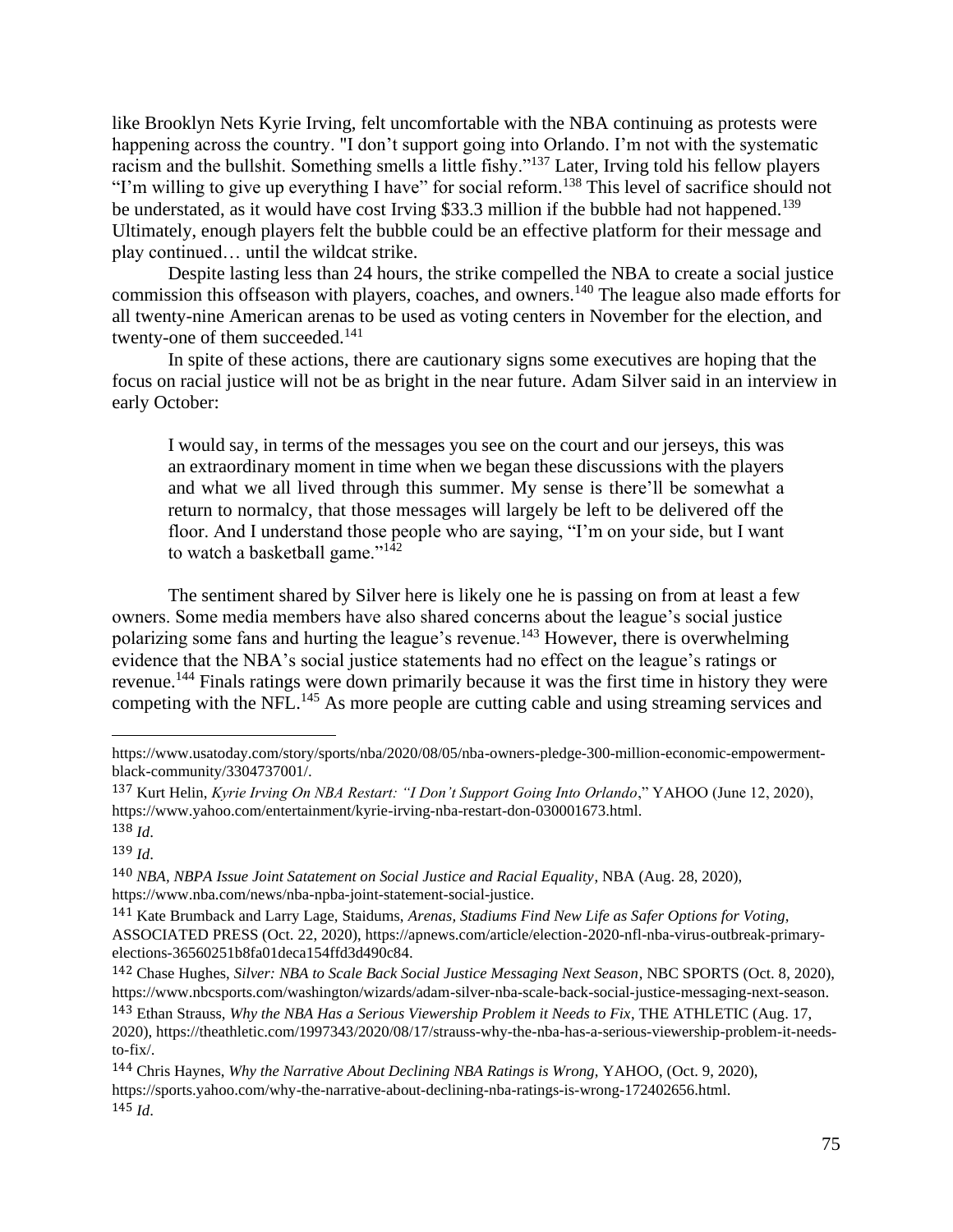like Brooklyn Nets Kyrie Irving, felt uncomfortable with the NBA continuing as protests were happening across the country. "I don't support going into Orlando. I'm not with the systematic racism and the bullshit. Something smells a little fishy."[137] Later, Irving told his fellow players "I'm willing to give up everything I have" for social reform.[138] This level of sacrifice should not be understated, as it would have cost Irving $33.3 million if the bubble had not happened.[139] Ultimately, enough players felt the bubble could be an effective platform for their message and play continued… until the wildcat strike.

Despite lasting less than 24 hours, the strike compelled the NBA to create a social justice commission this offseason with players, coaches, and owners.[140] The league also made efforts for all twenty-nine American arenas to be used as voting centers in November for the election, and twenty-one of them succeeded.[141]

In spite of these actions, there are cautionary signs some executives are hoping that the focus on racial justice will not be as bright in the near future. Adam Silver said in an interview in early October:

> I would say, in terms of the messages you see on the court and our jerseys, this was an extraordinary moment in time when we began these discussions with the players and what we all lived through this summer. My sense is there'll be somewhat a return to normalcy, that those messages will largely be left to be delivered off the floor. And I understand those people who are saying, "I'm on your side, but I want to watch a basketball game."[142]

The sentiment shared by Silver here is likely one he is passing on from at least a few owners. Some media members have also shared concerns about the league's social justice polarizing some fans and hurting the league's revenue.[143] However, there is overwhelming evidence that the NBA's social justice statements had no effect on the league's ratings or revenue.[144] Finals ratings were down primarily because it was the first time in history they were competing with the NFL.[145] As more people are cutting cable and using streaming services and

---

https://www.usatoday.com/story/sports/nba/2020/08/05/nba-owners-pledge-300-million-economic-empowerment-black-community/3304737001/.

[137] Kurt Helin, *Kyrie Irving On NBA Restart: "I Don't Support Going Into Orlando*," YAHOO (June 12, 2020), https://www.yahoo.com/entertainment/kyrie-irving-nba-restart-don-030001673.html.

[138] *Id*.

[139] *Id*.

[140] *NBA, NBPA Issue Joint Satatement on Social Justice and Racial Equality*, NBA (Aug. 28, 2020), https://www.nba.com/news/nba-npba-joint-statement-social-justice.

[141] Kate Brumback and Larry Lage, Staidums, *Arenas, Stadiums Find New Life as Safer Options for Voting*, ASSOCIATED PRESS (Oct. 22, 2020), https://apnews.com/article/election-2020-nfl-nba-virus-outbreak-primary-elections-36560251b8fa01deca154ffd3d490c84.

[142] Chase Hughes, *Silver: NBA to Scale Back Social Justice Messaging Next Season*, NBC SPORTS (Oct. 8, 2020), https://www.nbcsports.com/washington/wizards/adam-silver-nba-scale-back-social-justice-messaging-next-season.

[143] Ethan Strauss, *Why the NBA Has a Serious Viewership Problem it Needs to Fix*, THE ATHLETIC (Aug. 17, 2020), https://theathletic.com/1997343/2020/08/17/strauss-why-the-nba-has-a-serious-viewership-problem-it-needs-to-fix/.

[144] Chris Haynes, *Why the Narrative About Declining NBA Ratings is Wrong*, YAHOO, (Oct. 9, 2020), https://sports.yahoo.com/why-the-narrative-about-declining-nba-ratings-is-wrong-172402656.html.

[145] *Id*.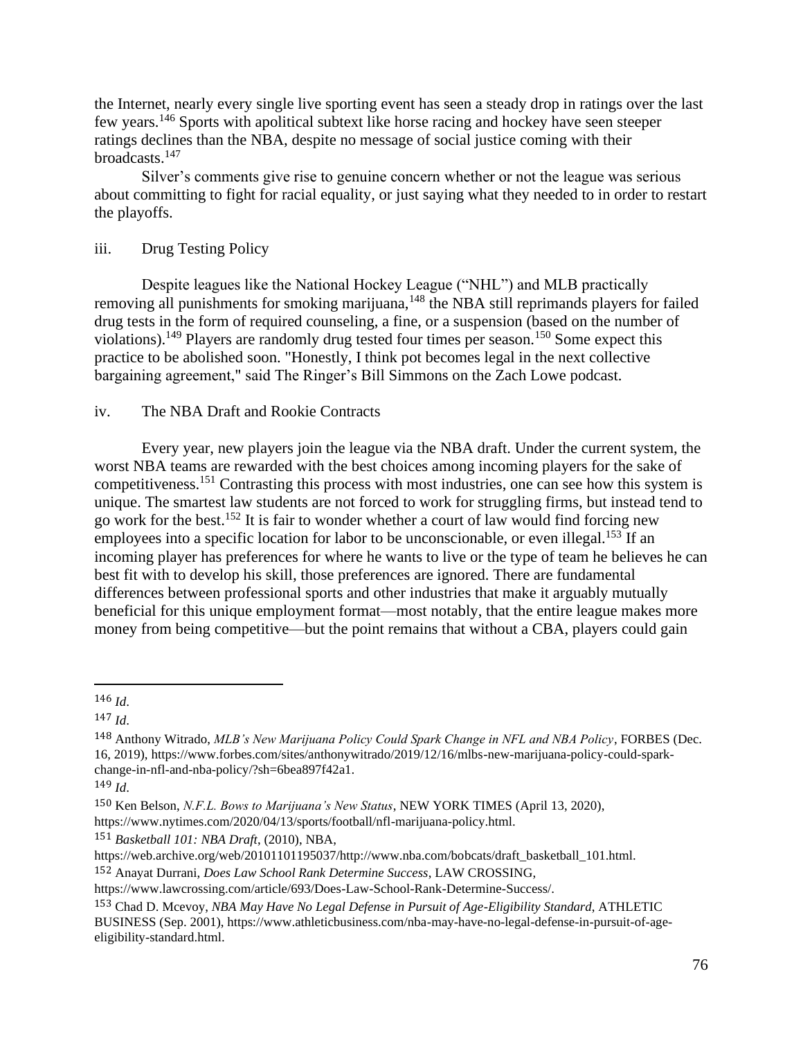the Internet, nearly every single live sporting event has seen a steady drop in ratings over the last few years.[146] Sports with apolitical subtext like horse racing and hockey have seen steeper ratings declines than the NBA, despite no message of social justice coming with their broadcasts.[147]

Silver's comments give rise to genuine concern whether or not the league was serious about committing to fight for racial equality, or just saying what they needed to in order to restart the playoffs.

### iii. Drug Testing Policy

Despite leagues like the National Hockey League ("NHL") and MLB practically removing all punishments for smoking marijuana,[148] the NBA still reprimands players for failed drug tests in the form of required counseling, a fine, or a suspension (based on the number of violations).[149] Players are randomly drug tested four times per season.[150] Some expect this practice to be abolished soon. "Honestly, I think pot becomes legal in the next collective bargaining agreement," said The Ringer's Bill Simmons on the Zach Lowe podcast.

### iv. The NBA Draft and Rookie Contracts

Every year, new players join the league via the NBA draft. Under the current system, the worst NBA teams are rewarded with the best choices among incoming players for the sake of competitiveness.[151] Contrasting this process with most industries, one can see how this system is unique. The smartest law students are not forced to work for struggling firms, but instead tend to go work for the best.[152] It is fair to wonder whether a court of law would find forcing new employees into a specific location for labor to be unconscionable, or even illegal.[153] If an incoming player has preferences for where he wants to live or the type of team he believes he can best fit with to develop his skill, those preferences are ignored. There are fundamental differences between professional sports and other industries that make it arguably mutually beneficial for this unique employment format—most notably, that the entire league makes more money from being competitive—but the point remains that without a CBA, players could gain

---

[146] *Id.*

[147] *Id.*

[148] Anthony Witrado, *MLB's New Marijuana Policy Could Spark Change in NFL and NBA Policy*, FORBES (Dec. 16, 2019), https://www.forbes.com/sites/anthonywitrado/2019/12/16/mlbs-new-marijuana-policy-could-spark-change-in-nfl-and-nba-policy/?sh=6bea897f42a1.

[149] *Id.*

[150] Ken Belson, *N.F.L. Bows to Marijuana's New Status*, NEW YORK TIMES (April 13, 2020), https://www.nytimes.com/2020/04/13/sports/football/nfl-marijuana-policy.html.

[151] *Basketball 101: NBA Draft*, (2010), NBA, https://web.archive.org/web/20101101195037/http://www.nba.com/bobcats/draft_basketball_101.html.

[152] Anayat Durrani, *Does Law School Rank Determine Success*, LAW CROSSING, https://www.lawcrossing.com/article/693/Does-Law-School-Rank-Determine-Success/.

[153] Chad D. Mcevoy, *NBA May Have No Legal Defense in Pursuit of Age-Eligibility Standard*, ATHLETIC BUSINESS (Sep. 2001), https://www.athleticbusiness.com/nba-may-have-no-legal-defense-in-pursuit-of-age-eligibility-standard.html.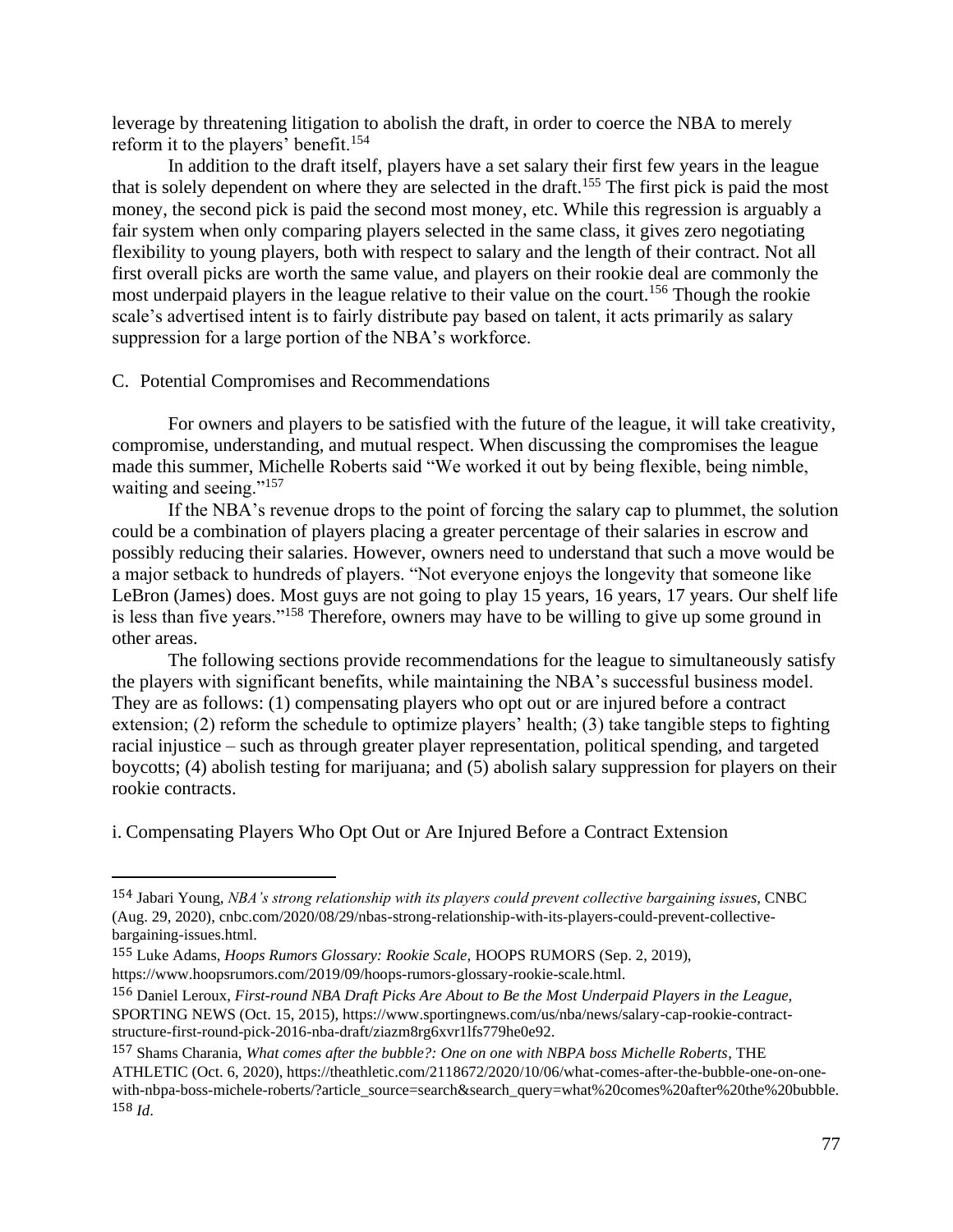leverage by threatening litigation to abolish the draft, in order to coerce the NBA to merely reform it to the players' benefit.[154]

In addition to the draft itself, players have a set salary their first few years in the league that is solely dependent on where they are selected in the draft.[155] The first pick is paid the most money, the second pick is paid the second most money, etc. While this regression is arguably a fair system when only comparing players selected in the same class, it gives zero negotiating flexibility to young players, both with respect to salary and the length of their contract. Not all first overall picks are worth the same value, and players on their rookie deal are commonly the most underpaid players in the league relative to their value on the court.[156] Though the rookie scale's advertised intent is to fairly distribute pay based on talent, it acts primarily as salary suppression for a large portion of the NBA's workforce.

### C. Potential Compromises and Recommendations

For owners and players to be satisfied with the future of the league, it will take creativity, compromise, understanding, and mutual respect. When discussing the compromises the league made this summer, Michelle Roberts said "We worked it out by being flexible, being nimble, waiting and seeing."[157]

If the NBA's revenue drops to the point of forcing the salary cap to plummet, the solution could be a combination of players placing a greater percentage of their salaries in escrow and possibly reducing their salaries. However, owners need to understand that such a move would be a major setback to hundreds of players. "Not everyone enjoys the longevity that someone like LeBron (James) does. Most guys are not going to play 15 years, 16 years, 17 years. Our shelf life is less than five years."[158] Therefore, owners may have to be willing to give up some ground in other areas.

The following sections provide recommendations for the league to simultaneously satisfy the players with significant benefits, while maintaining the NBA's successful business model. They are as follows: (1) compensating players who opt out or are injured before a contract extension; (2) reform the schedule to optimize players' health; (3) take tangible steps to fighting racial injustice – such as through greater player representation, political spending, and targeted boycotts; (4) abolish testing for marijuana; and (5) abolish salary suppression for players on their rookie contracts.

#### i. Compensating Players Who Opt Out or Are Injured Before a Contract Extension

---

[154] Jabari Young, *NBA's strong relationship with its players could prevent collective bargaining issues,* CNBC (Aug. 29, 2020), cnbc.com/2020/08/29/nbas-strong-relationship-with-its-players-could-prevent-collective-bargaining-issues.html.

[155] Luke Adams, *Hoops Rumors Glossary: Rookie Scale,* HOOPS RUMORS (Sep. 2, 2019), https://www.hoopsrumors.com/2019/09/hoops-rumors-glossary-rookie-scale.html.

[156] Daniel Leroux, *First-round NBA Draft Picks Are About to Be the Most Underpaid Players in the League,* SPORTING NEWS (Oct. 15, 2015), https://www.sportingnews.com/us/nba/news/salary-cap-rookie-contract-structure-first-round-pick-2016-nba-draft/ziazm8rg6xvr1lfs779he0e92.

[157] Shams Charania, *What comes after the bubble?: One on one with NBPA boss Michelle Roberts*, THE ATHLETIC (Oct. 6, 2020), https://theathletic.com/2118672/2020/10/06/what-comes-after-the-bubble-one-on-one-with-nbpa-boss-michele-roberts/?article_source=search&search_query=what%20comes%20after%20the%20bubble.

[158] *Id*.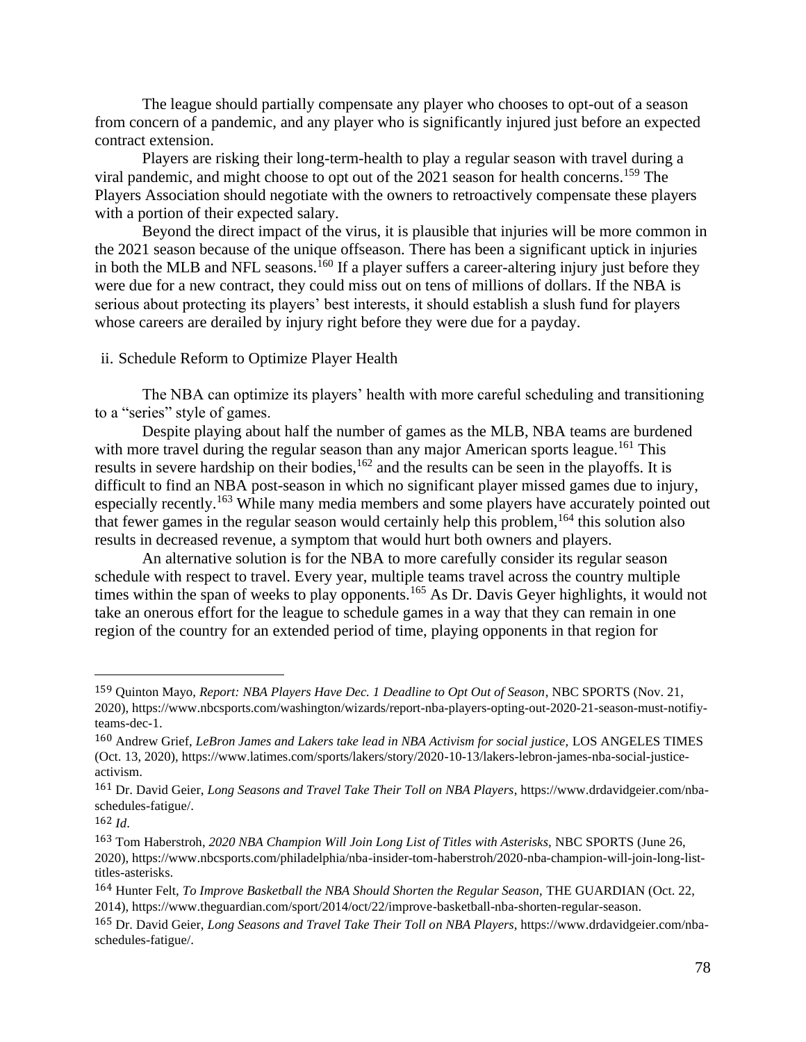The league should partially compensate any player who chooses to opt-out of a season from concern of a pandemic, and any player who is significantly injured just before an expected contract extension.

Players are risking their long-term-health to play a regular season with travel during a viral pandemic, and might choose to opt out of the 2021 season for health concerns.[159] The Players Association should negotiate with the owners to retroactively compensate these players with a portion of their expected salary.

Beyond the direct impact of the virus, it is plausible that injuries will be more common in the 2021 season because of the unique offseason. There has been a significant uptick in injuries in both the MLB and NFL seasons.[160] If a player suffers a career-altering injury just before they were due for a new contract, they could miss out on tens of millions of dollars. If the NBA is serious about protecting its players' best interests, it should establish a slush fund for players whose careers are derailed by injury right before they were due for a payday.

### ii. Schedule Reform to Optimize Player Health

The NBA can optimize its players' health with more careful scheduling and transitioning to a "series" style of games.

Despite playing about half the number of games as the MLB, NBA teams are burdened with more travel during the regular season than any major American sports league.[161] This results in severe hardship on their bodies,[162] and the results can be seen in the playoffs. It is difficult to find an NBA post-season in which no significant player missed games due to injury, especially recently.[163] While many media members and some players have accurately pointed out that fewer games in the regular season would certainly help this problem,[164] this solution also results in decreased revenue, a symptom that would hurt both owners and players.

An alternative solution is for the NBA to more carefully consider its regular season schedule with respect to travel. Every year, multiple teams travel across the country multiple times within the span of weeks to play opponents.[165] As Dr. Davis Geyer highlights, it would not take an onerous effort for the league to schedule games in a way that they can remain in one region of the country for an extended period of time, playing opponents in that region for

---

[159] Quinton Mayo, *Report: NBA Players Have Dec. 1 Deadline to Opt Out of Season*, NBC SPORTS (Nov. 21, 2020), https://www.nbcsports.com/washington/wizards/report-nba-players-opting-out-2020-21-season-must-notifiy-teams-dec-1.

[160] Andrew Grief, *LeBron James and Lakers take lead in NBA Activism for social justice,* LOS ANGELES TIMES (Oct. 13, 2020), https://www.latimes.com/sports/lakers/story/2020-10-13/lakers-lebron-james-nba-social-justice-activism.

[161] Dr. David Geier, *Long Seasons and Travel Take Their Toll on NBA Players*, https://www.drdavidgeier.com/nba-schedules-fatigue/.

[162] *Id*.

[163] Tom Haberstroh, *2020 NBA Champion Will Join Long List of Titles with Asterisks*, NBC SPORTS (June 26, 2020), https://www.nbcsports.com/philadelphia/nba-insider-tom-haberstroh/2020-nba-champion-will-join-long-list-titles-asterisks.

[164] Hunter Felt, *To Improve Basketball the NBA Should Shorten the Regular Season,* THE GUARDIAN (Oct. 22, 2014), https://www.theguardian.com/sport/2014/oct/22/improve-basketball-nba-shorten-regular-season.

[165] Dr. David Geier, *Long Seasons and Travel Take Their Toll on NBA Players*, https://www.drdavidgeier.com/nba-schedules-fatigue/.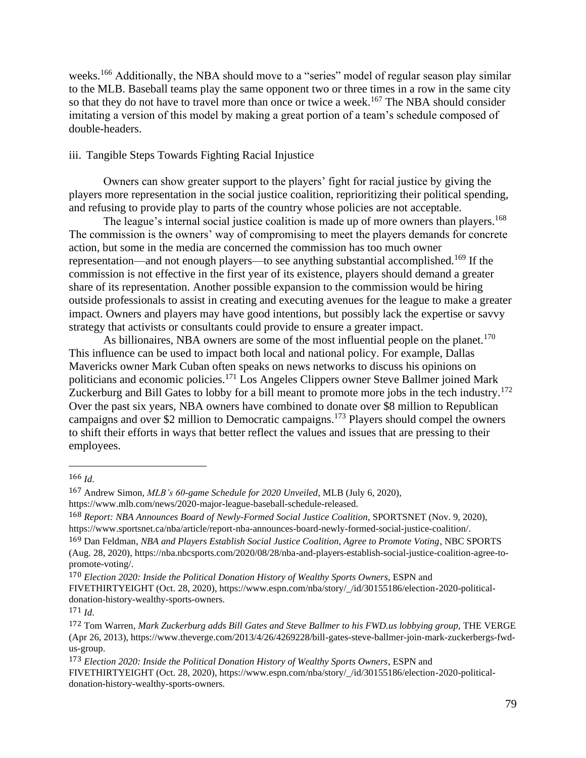weeks.[166] Additionally, the NBA should move to a "series" model of regular season play similar to the MLB. Baseball teams play the same opponent two or three times in a row in the same city so that they do not have to travel more than once or twice a week.[167] The NBA should consider imitating a version of this model by making a great portion of a team's schedule composed of double-headers.

### iii. Tangible Steps Towards Fighting Racial Injustice

Owners can show greater support to the players' fight for racial justice by giving the players more representation in the social justice coalition, reprioritizing their political spending, and refusing to provide play to parts of the country whose policies are not acceptable.

The league's internal social justice coalition is made up of more owners than players.[168] The commission is the owners' way of compromising to meet the players demands for concrete action, but some in the media are concerned the commission has too much owner representation—and not enough players—to see anything substantial accomplished.[169] If the commission is not effective in the first year of its existence, players should demand a greater share of its representation. Another possible expansion to the commission would be hiring outside professionals to assist in creating and executing avenues for the league to make a greater impact. Owners and players may have good intentions, but possibly lack the expertise or savvy strategy that activists or consultants could provide to ensure a greater impact.

As billionaires, NBA owners are some of the most influential people on the planet.[170] This influence can be used to impact both local and national policy. For example, Dallas Mavericks owner Mark Cuban often speaks on news networks to discuss his opinions on politicians and economic policies.[171] Los Angeles Clippers owner Steve Ballmer joined Mark Zuckerburg and Bill Gates to lobby for a bill meant to promote more jobs in the tech industry.[172] Over the past six years, NBA owners have combined to donate over $8 million to Republican campaigns and over $2 million to Democratic campaigns.[173] Players should compel the owners to shift their efforts in ways that better reflect the values and issues that are pressing to their employees.

---

[166] *Id*.

[167] Andrew Simon, *MLB's 60-game Schedule for 2020 Unveiled*, MLB (July 6, 2020), https://www.mlb.com/news/2020-major-league-baseball-schedule-released.

[168] *Report: NBA Announces Board of Newly-Formed Social Justice Coalition*, SPORTSNET (Nov. 9, 2020), https://www.sportsnet.ca/nba/article/report-nba-announces-board-newly-formed-social-justice-coalition/.

[169] Dan Feldman, *NBA and Players Establish Social Justice Coalition, Agree to Promote Voting*, NBC SPORTS (Aug. 28, 2020), https://nba.nbcsports.com/2020/08/28/nba-and-players-establish-social-justice-coalition-agree-to-promote-voting/.

[170] *Election 2020: Inside the Political Donation History of Wealthy Sports Owners*, ESPN and FIVETHIRTYEIGHT (Oct. 28, 2020), https://www.espn.com/nba/story/_/id/30155186/election-2020-political-donation-history-wealthy-sports-owners.

[171] *Id*.

[172] Tom Warren, *Mark Zuckerburg adds Bill Gates and Steve Ballmer to his FWD.us lobbying group*, THE VERGE (Apr 26, 2013), https://www.theverge.com/2013/4/26/4269228/bill-gates-steve-ballmer-join-mark-zuckerbergs-fwd-us-group.

[173] *Election 2020: Inside the Political Donation History of Wealthy Sports Owners*, ESPN and FIVETHIRTYEIGHT (Oct. 28, 2020), https://www.espn.com/nba/story/_/id/30155186/election-2020-political-donation-history-wealthy-sports-owners.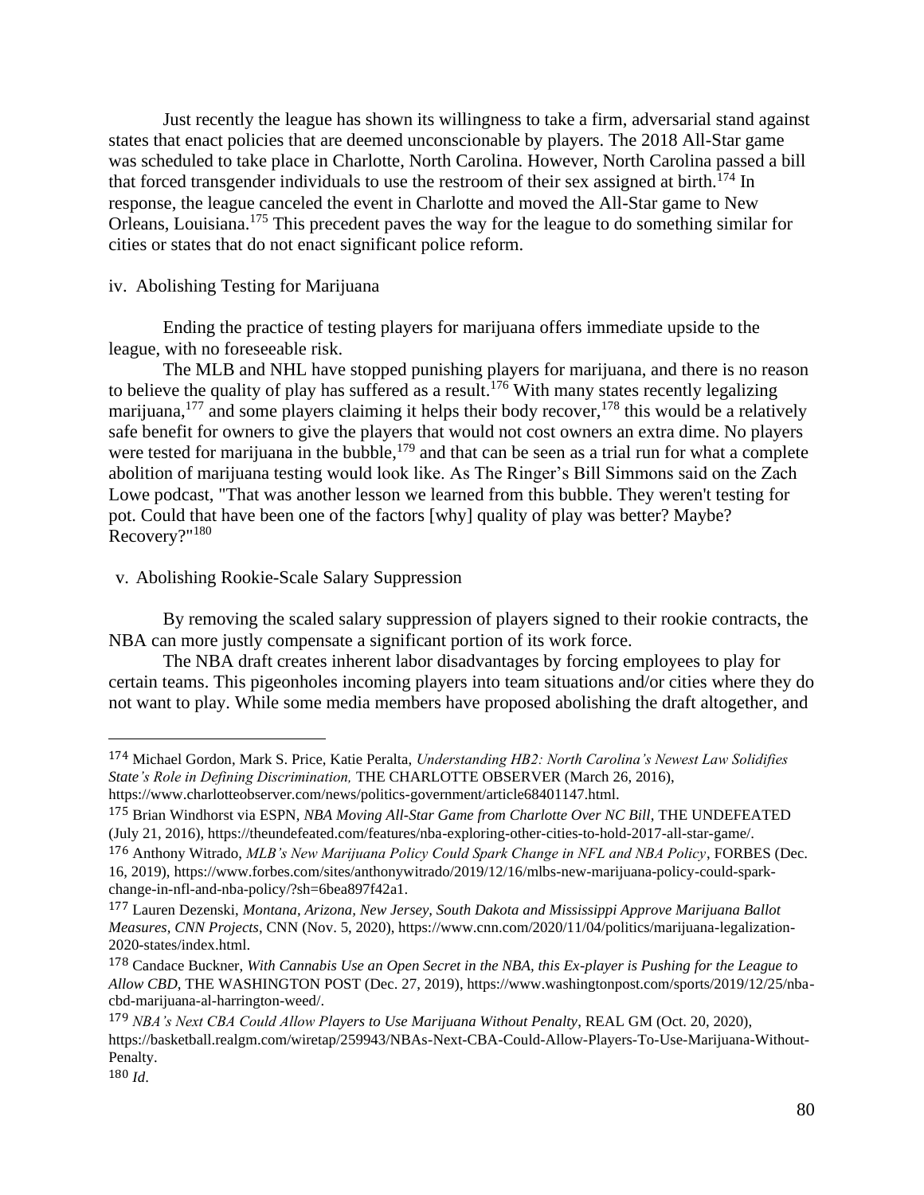Just recently the league has shown its willingness to take a firm, adversarial stand against states that enact policies that are deemed unconscionable by players. The 2018 All-Star game was scheduled to take place in Charlotte, North Carolina. However, North Carolina passed a bill that forced transgender individuals to use the restroom of their sex assigned at birth.[174] In response, the league canceled the event in Charlotte and moved the All-Star game to New Orleans, Louisiana.[175] This precedent paves the way for the league to do something similar for cities or states that do not enact significant police reform.

iv. Abolishing Testing for Marijuana

Ending the practice of testing players for marijuana offers immediate upside to the league, with no foreseeable risk.

The MLB and NHL have stopped punishing players for marijuana, and there is no reason to believe the quality of play has suffered as a result.[176] With many states recently legalizing marijuana,[177] and some players claiming it helps their body recover,[178] this would be a relatively safe benefit for owners to give the players that would not cost owners an extra dime. No players were tested for marijuana in the bubble,[179] and that can be seen as a trial run for what a complete abolition of marijuana testing would look like. As The Ringer's Bill Simmons said on the Zach Lowe podcast, "That was another lesson we learned from this bubble. They weren't testing for pot. Could that have been one of the factors [why] quality of play was better? Maybe? Recovery?"[180]

v. Abolishing Rookie-Scale Salary Suppression

By removing the scaled salary suppression of players signed to their rookie contracts, the NBA can more justly compensate a significant portion of its work force.

The NBA draft creates inherent labor disadvantages by forcing employees to play for certain teams. This pigeonholes incoming players into team situations and/or cities where they do not want to play. While some media members have proposed abolishing the draft altogether, and

---

174 Michael Gordon, Mark S. Price, Katie Peralta, *Understanding HB2: North Carolina's Newest Law Solidifies State's Role in Defining Discrimination,* THE CHARLOTTE OBSERVER (March 26, 2016), https://www.charlotteobserver.com/news/politics-government/article68401147.html.

175 Brian Windhorst via ESPN, *NBA Moving All-Star Game from Charlotte Over NC Bill*, THE UNDEFEATED (July 21, 2016), https://theundefeated.com/features/nba-exploring-other-cities-to-hold-2017-all-star-game/.

176 Anthony Witrado, *MLB's New Marijuana Policy Could Spark Change in NFL and NBA Policy*, FORBES (Dec. 16, 2019), https://www.forbes.com/sites/anthonywitrado/2019/12/16/mlbs-new-marijuana-policy-could-spark-change-in-nfl-and-nba-policy/?sh=6bea897f42a1.

177 Lauren Dezenski, *Montana, Arizona, New Jersey, South Dakota and Mississippi Approve Marijuana Ballot Measures, CNN Projects*, CNN (Nov. 5, 2020), https://www.cnn.com/2020/11/04/politics/marijuana-legalization-2020-states/index.html.

178 Candace Buckner, *With Cannabis Use an Open Secret in the NBA, this Ex-player is Pushing for the League to Allow CBD*, THE WASHINGTON POST (Dec. 27, 2019), https://www.washingtonpost.com/sports/2019/12/25/nba-cbd-marijuana-al-harrington-weed/.

179 *NBA's Next CBA Could Allow Players to Use Marijuana Without Penalty*, REAL GM (Oct. 20, 2020), https://basketball.realgm.com/wiretap/259943/NBAs-Next-CBA-Could-Allow-Players-To-Use-Marijuana-Without-Penalty.

180 *Id*.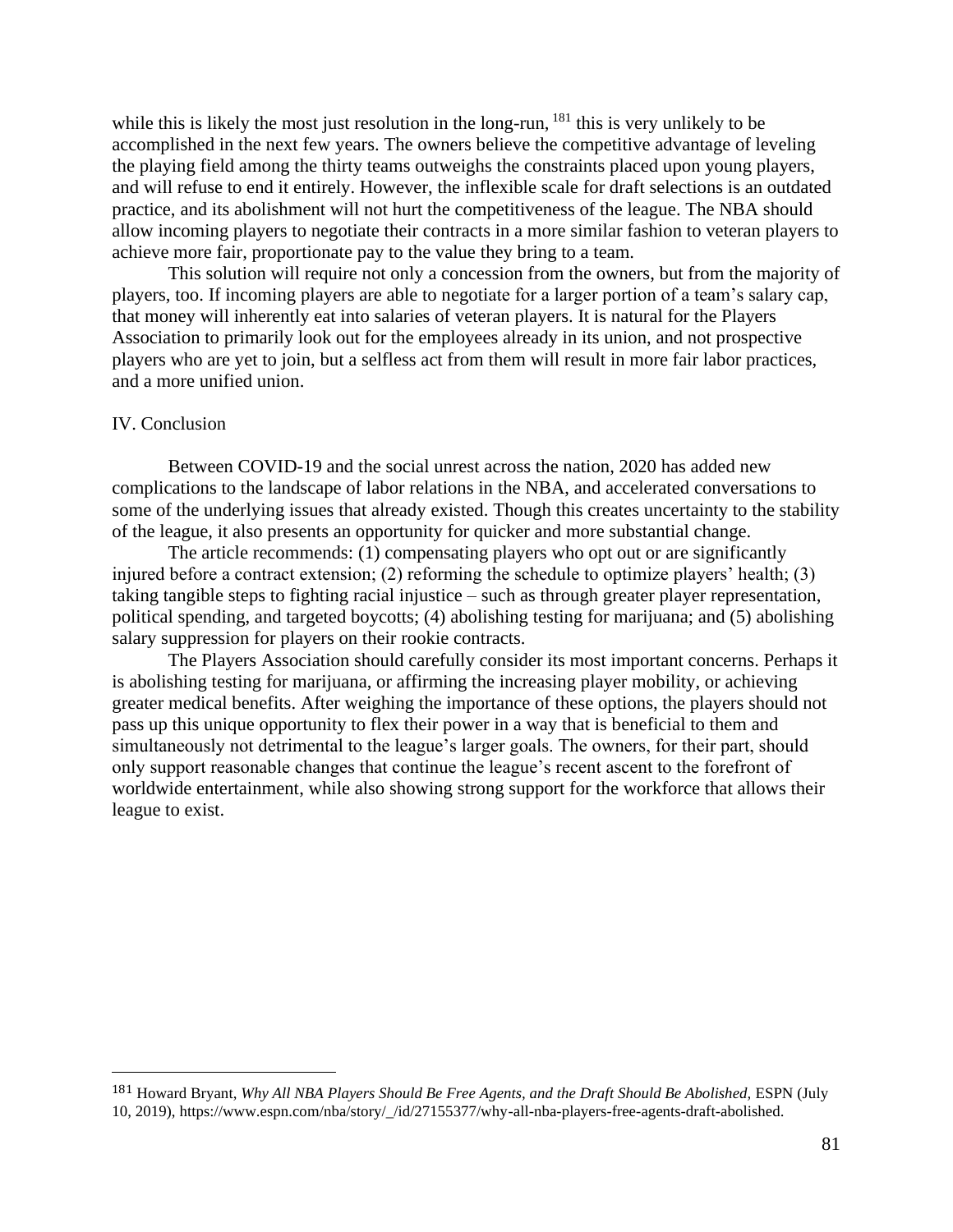while this is likely the most just resolution in the long-run, [181] this is very unlikely to be accomplished in the next few years. The owners believe the competitive advantage of leveling the playing field among the thirty teams outweighs the constraints placed upon young players, and will refuse to end it entirely. However, the inflexible scale for draft selections is an outdated practice, and its abolishment will not hurt the competitiveness of the league. The NBA should allow incoming players to negotiate their contracts in a more similar fashion to veteran players to achieve more fair, proportionate pay to the value they bring to a team.

This solution will require not only a concession from the owners, but from the majority of players, too. If incoming players are able to negotiate for a larger portion of a team's salary cap, that money will inherently eat into salaries of veteran players. It is natural for the Players Association to primarily look out for the employees already in its union, and not prospective players who are yet to join, but a selfless act from them will result in more fair labor practices, and a more unified union.

## IV. Conclusion

Between COVID-19 and the social unrest across the nation, 2020 has added new complications to the landscape of labor relations in the NBA, and accelerated conversations to some of the underlying issues that already existed. Though this creates uncertainty to the stability of the league, it also presents an opportunity for quicker and more substantial change.

The article recommends: (1) compensating players who opt out or are significantly injured before a contract extension; (2) reforming the schedule to optimize players' health; (3) taking tangible steps to fighting racial injustice – such as through greater player representation, political spending, and targeted boycotts; (4) abolishing testing for marijuana; and (5) abolishing salary suppression for players on their rookie contracts.

The Players Association should carefully consider its most important concerns. Perhaps it is abolishing testing for marijuana, or affirming the increasing player mobility, or achieving greater medical benefits. After weighing the importance of these options, the players should not pass up this unique opportunity to flex their power in a way that is beneficial to them and simultaneously not detrimental to the league's larger goals. The owners, for their part, should only support reasonable changes that continue the league's recent ascent to the forefront of worldwide entertainment, while also showing strong support for the workforce that allows their league to exist.

---

[181] Howard Bryant, *Why All NBA Players Should Be Free Agents, and the Draft Should Be Abolished,* ESPN (July 10, 2019), https://www.espn.com/nba/story/_/id/27155377/why-all-nba-players-free-agents-draft-abolished.